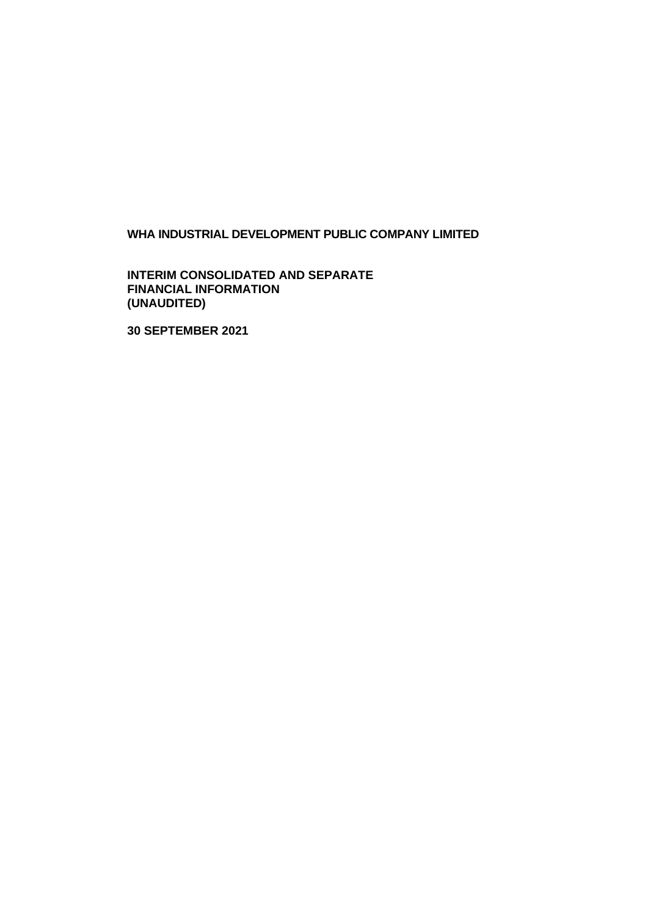**WHA INDUSTRIAL DEVELOPMENT PUBLIC COMPANY LIMITED**

**INTERIM CONSOLIDATED AND SEPARATE FINANCIAL INFORMATION (UNAUDITED)**

**30 SEPTEMBER 2021**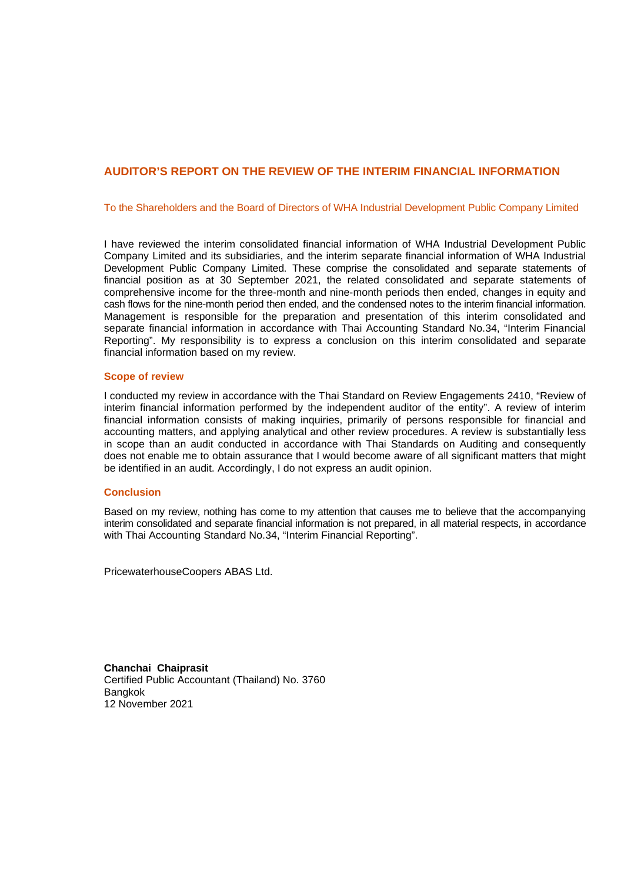# AUDITOR'S REPORT ON THE REVIEW OF THE INTERIM FINANCIAL INFORMATION

To the Shareholders and the Board of Directors of WHA Industrial Development Public Company Limited

I have reviewed the interim consolidated financial information of WHA Industrial Development Public Company Limited and its subsidiaries, and the interim separate financial information of WHA Industrial Development Public Company Limited. These comprise the consolidated and separate statements of financial position as at 30 September 2021, the related consolidated and separate statements of comprehensive income for the three-month and nine-month periods then ended, changes in equity and cash flows for the nine-month period then ended, and the condensed notes to the interim financial information. Management is responsible for the preparation and presentation of this interim consolidated and separate financial information in accordance with Thai Accounting Standard No.34, "Interim Financial Reporting". My responsibility is to express a conclusion on this interim consolidated and separate financial information based on my review.

## Scope of review

I conducted my review in accordance with the Thai Standard on Review Engagements 2410, "Review of interim financial information performed by the independent auditor of the entity". A review of interim financial information consists of making inquiries, primarily of persons responsible for financial and accounting matters, and applying analytical and other review procedures. A review is substantially less in scope than an audit conducted in accordance with Thai Standards on Auditing and consequently does not enable me to obtain assurance that I would become aware of all significant matters that might be identified in an audit. Accordingly, I do not express an audit opinion.

## Conclusion

Based on my review, nothing has come to my attention that causes me to believe that the accompanying interim consolidated and separate financial information is not prepared, in all material respects, in accordance with Thai Accounting Standard No.34, "Interim Financial Reporting".

PricewaterhouseCoopers ABAS Ltd.

**Chanchai Chaiprasit**
Certified Public Accountant (Thailand) No. 3760
Bangkok
12 November 2021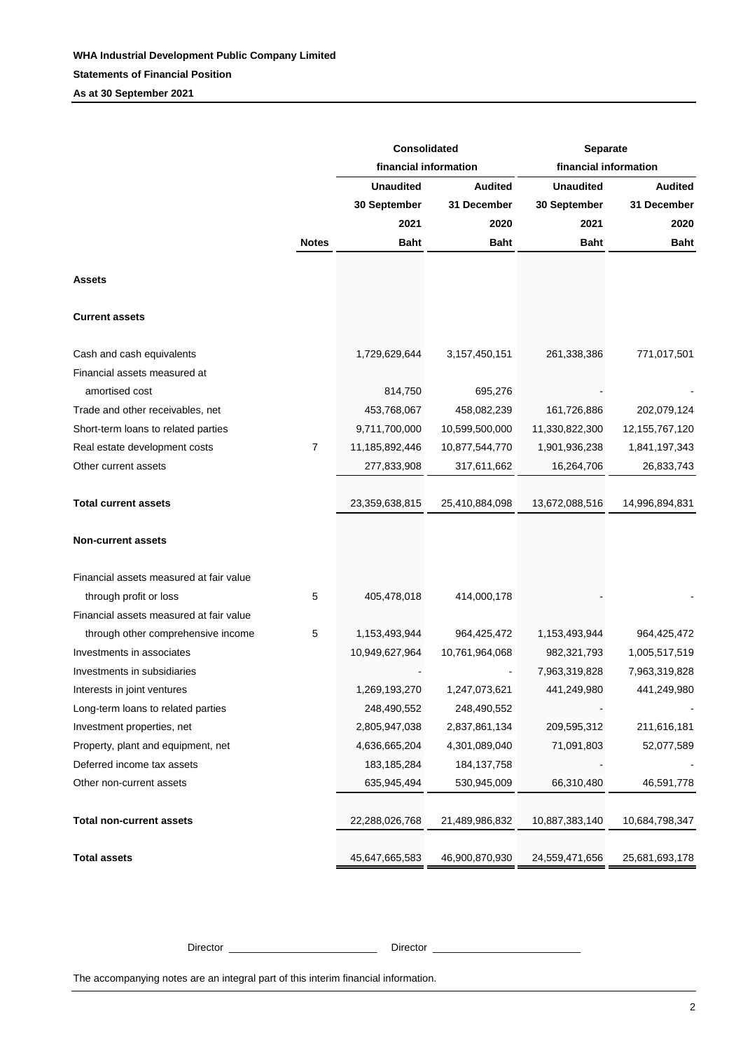**WHA Industrial Development Public Company Limited**

**Statements of Financial Position**

**As at 30 September 2021**

| | | Consolidated financial information | | Separate financial information | |
|---|---|---|---|---|---|
| | | Unaudited | Audited | Unaudited | Audited |
| | | 30 September 2021 | 31 December 2020 | 30 September 2021 | 31 December 2020 |
| | Notes | Baht | Baht | Baht | Baht |
| **Assets** | | | | | |
| **Current assets** | | | | | |
| Cash and cash equivalents | | 1,729,629,644 | 3,157,450,151 | 261,338,386 | 771,017,501 |
| Financial assets measured at amortised cost | | 814,750 | 695,276 | - | - |
| Trade and other receivables, net | | 453,768,067 | 458,082,239 | 161,726,886 | 202,079,124 |
| Short-term loans to related parties | | 9,711,700,000 | 10,599,500,000 | 11,330,822,300 | 12,155,767,120 |
| Real estate development costs | 7 | 11,185,892,446 | 10,877,544,770 | 1,901,936,238 | 1,841,197,343 |
| Other current assets | | 277,833,908 | 317,611,662 | 16,264,706 | 26,833,743 |
| **Total current assets** | | 23,359,638,815 | 25,410,884,098 | 13,672,088,516 | 14,996,894,831 |
| **Non-current assets** | | | | | |
| Financial assets measured at fair value through profit or loss | 5 | 405,478,018 | 414,000,178 | - | - |
| Financial assets measured at fair value through other comprehensive income | 5 | 1,153,493,944 | 964,425,472 | 1,153,493,944 | 964,425,472 |
| Investments in associates | | 10,949,627,964 | 10,761,964,068 | 982,321,793 | 1,005,517,519 |
| Investments in subsidiaries | | - | - | 7,963,319,828 | 7,963,319,828 |
| Interests in joint ventures | | 1,269,193,270 | 1,247,073,621 | 441,249,980 | 441,249,980 |
| Long-term loans to related parties | | 248,490,552 | 248,490,552 | - | - |
| Investment properties, net | | 2,805,947,038 | 2,837,861,134 | 209,595,312 | 211,616,181 |
| Property, plant and equipment, net | | 4,636,665,204 | 4,301,089,040 | 71,091,803 | 52,077,589 |
| Deferred income tax assets | | 183,185,284 | 184,137,758 | - | - |
| Other non-current assets | | 635,945,494 | 530,945,009 | 66,310,480 | 46,591,778 |
| **Total non-current assets** | | 22,288,026,768 | 21,489,986,832 | 10,887,383,140 | 10,684,798,347 |
| **Total assets** | | 45,647,665,583 | 46,900,870,930 | 24,559,471,656 | 25,681,693,178 |

Director _________________________ Director _________________________

The accompanying notes are an integral part of this interim financial information.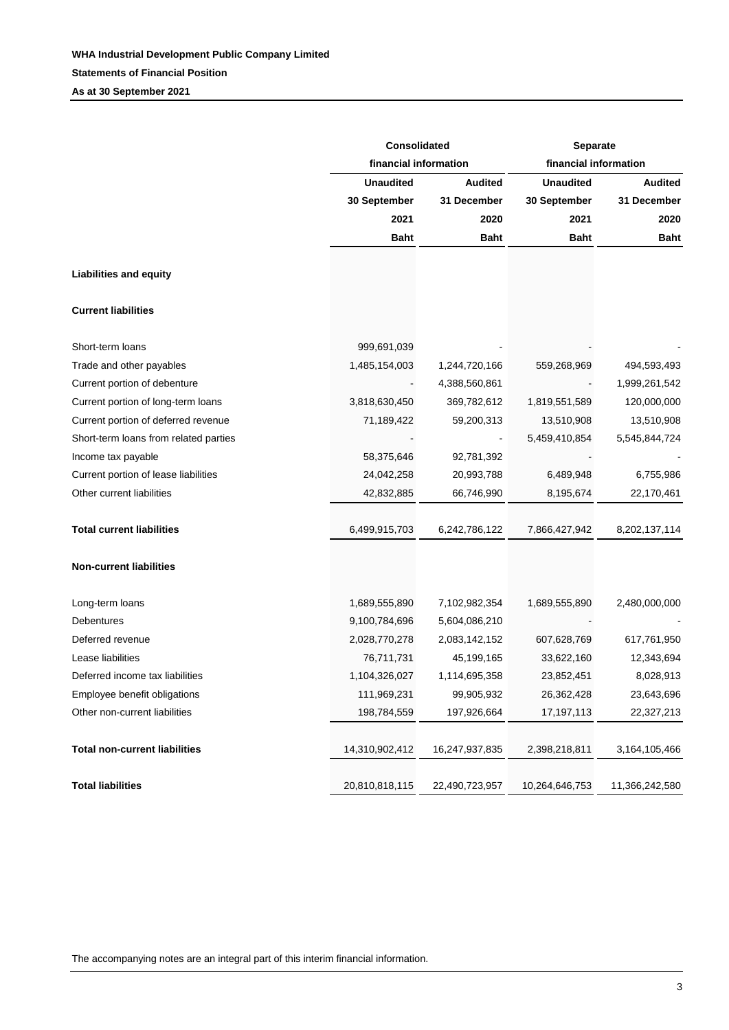**WHA Industrial Development Public Company Limited**

**Statements of Financial Position**

**As at 30 September 2021**

| | Consolidated financial information | | Separate financial information | |
|---|---|---|---|---|
| | Unaudited | Audited | Unaudited | Audited |
| | 30 September 2021 | 31 December 2020 | 30 September 2021 | 31 December 2020 |
| | Baht | Baht | Baht | Baht |
| **Liabilities and equity** | | | | |
| **Current liabilities** | | | | |
| Short-term loans | 999,691,039 | - | - | - |
| Trade and other payables | 1,485,154,003 | 1,244,720,166 | 559,268,969 | 494,593,493 |
| Current portion of debenture | - | 4,388,560,861 | - | 1,999,261,542 |
| Current portion of long-term loans | 3,818,630,450 | 369,782,612 | 1,819,551,589 | 120,000,000 |
| Current portion of deferred revenue | 71,189,422 | 59,200,313 | 13,510,908 | 13,510,908 |
| Short-term loans from related parties | - | - | 5,459,410,854 | 5,545,844,724 |
| Income tax payable | 58,375,646 | 92,781,392 | - | - |
| Current portion of lease liabilities | 24,042,258 | 20,993,788 | 6,489,948 | 6,755,986 |
| Other current liabilities | 42,832,885 | 66,746,990 | 8,195,674 | 22,170,461 |
| **Total current liabilities** | 6,499,915,703 | 6,242,786,122 | 7,866,427,942 | 8,202,137,114 |
| **Non-current liabilities** | | | | |
| Long-term loans | 1,689,555,890 | 7,102,982,354 | 1,689,555,890 | 2,480,000,000 |
| Debentures | 9,100,784,696 | 5,604,086,210 | - | - |
| Deferred revenue | 2,028,770,278 | 2,083,142,152 | 607,628,769 | 617,761,950 |
| Lease liabilities | 76,711,731 | 45,199,165 | 33,622,160 | 12,343,694 |
| Deferred income tax liabilities | 1,104,326,027 | 1,114,695,358 | 23,852,451 | 8,028,913 |
| Employee benefit obligations | 111,969,231 | 99,905,932 | 26,362,428 | 23,643,696 |
| Other non-current liabilities | 198,784,559 | 197,926,664 | 17,197,113 | 22,327,213 |
| **Total non-current liabilities** | 14,310,902,412 | 16,247,937,835 | 2,398,218,811 | 3,164,105,466 |
| **Total liabilities** | 20,810,818,115 | 22,490,723,957 | 10,264,646,753 | 11,366,242,580 |

The accompanying notes are an integral part of this interim financial information.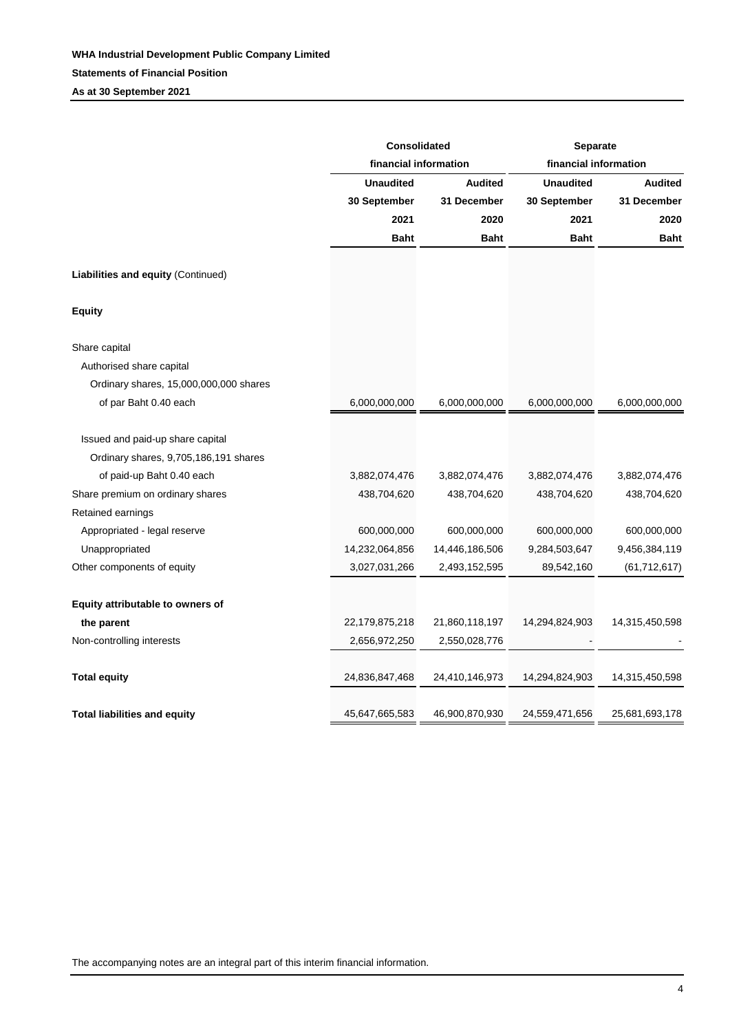**WHA Industrial Development Public Company Limited**

**Statements of Financial Position**

**As at 30 September 2021**

| | Consolidated financial information | | Separate financial information | |
|---|---|---|---|---|
| | **Unaudited** | **Audited** | **Unaudited** | **Audited** |
| | **30 September 2021** | **31 December 2020** | **30 September 2021** | **31 December 2020** |
| | **Baht** | **Baht** | **Baht** | **Baht** |
| **Liabilities and equity** (Continued) | | | | |
| **Equity** | | | | |
| Share capital | | | | |
| Authorised share capital | | | | |
| Ordinary shares, 15,000,000,000 shares of par Baht 0.40 each | 6,000,000,000 | 6,000,000,000 | 6,000,000,000 | 6,000,000,000 |
| Issued and paid-up share capital | | | | |
| Ordinary shares, 9,705,186,191 shares of paid-up Baht 0.40 each | 3,882,074,476 | 3,882,074,476 | 3,882,074,476 | 3,882,074,476 |
| Share premium on ordinary shares | 438,704,620 | 438,704,620 | 438,704,620 | 438,704,620 |
| Retained earnings | | | | |
| Appropriated - legal reserve | 600,000,000 | 600,000,000 | 600,000,000 | 600,000,000 |
| Unappropriated | 14,232,064,856 | 14,446,186,506 | 9,284,503,647 | 9,456,384,119 |
| Other components of equity | 3,027,031,266 | 2,493,152,595 | 89,542,160 | (61,712,617) |
| **Equity attributable to owners of the parent** | 22,179,875,218 | 21,860,118,197 | 14,294,824,903 | 14,315,450,598 |
| Non-controlling interests | 2,656,972,250 | 2,550,028,776 | - | - |
| **Total equity** | 24,836,847,468 | 24,410,146,973 | 14,294,824,903 | 14,315,450,598 |
| **Total liabilities and equity** | 45,647,665,583 | 46,900,870,930 | 24,559,471,656 | 25,681,693,178 |

The accompanying notes are an integral part of this interim financial information.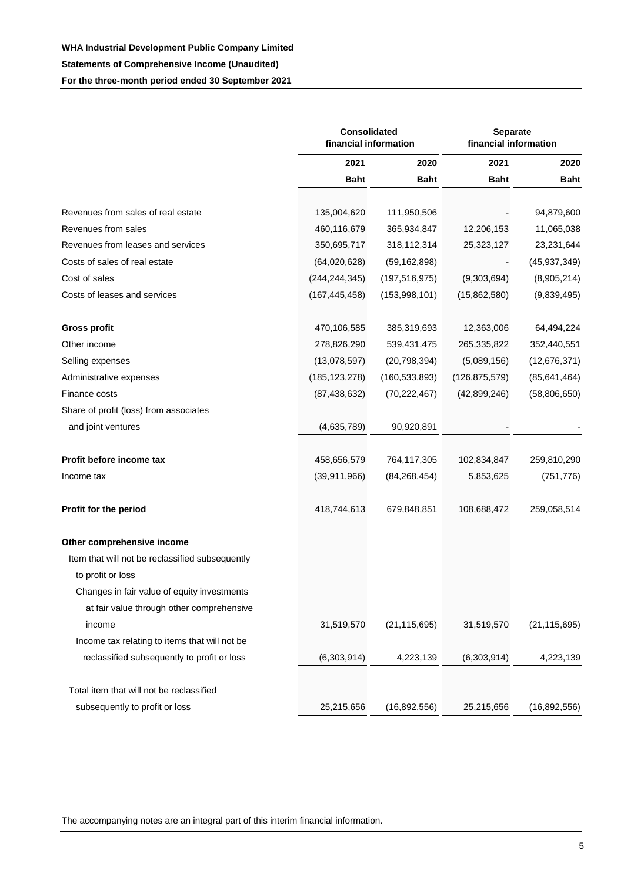**WHA Industrial Development Public Company Limited**

**Statements of Comprehensive Income (Unaudited)**

**For the three-month period ended 30 September 2021**

| | Consolidated financial information | | Separate financial information | |
|---|---|---|---|---|
| | 2021 | 2020 | 2021 | 2020 |
| | Baht | Baht | Baht | Baht |
| Revenues from sales of real estate | 135,004,620 | 111,950,506 | - | 94,879,600 |
| Revenues from sales | 460,116,679 | 365,934,847 | 12,206,153 | 11,065,038 |
| Revenues from leases and services | 350,695,717 | 318,112,314 | 25,323,127 | 23,231,644 |
| Costs of sales of real estate | (64,020,628) | (59,162,898) | - | (45,937,349) |
| Cost of sales | (244,244,345) | (197,516,975) | (9,303,694) | (8,905,214) |
| Costs of leases and services | (167,445,458) | (153,998,101) | (15,862,580) | (9,839,495) |
| **Gross profit** | 470,106,585 | 385,319,693 | 12,363,006 | 64,494,224 |
| Other income | 278,826,290 | 539,431,475 | 265,335,822 | 352,440,551 |
| Selling expenses | (13,078,597) | (20,798,394) | (5,089,156) | (12,676,371) |
| Administrative expenses | (185,123,278) | (160,533,893) | (126,875,579) | (85,641,464) |
| Finance costs | (87,438,632) | (70,222,467) | (42,899,246) | (58,806,650) |
| Share of profit (loss) from associates and joint ventures | (4,635,789) | 90,920,891 | - | - |
| **Profit before income tax** | 458,656,579 | 764,117,305 | 102,834,847 | 259,810,290 |
| Income tax | (39,911,966) | (84,268,454) | 5,853,625 | (751,776) |
| **Profit for the period** | 418,744,613 | 679,848,851 | 108,688,472 | 259,058,514 |
| **Other comprehensive income** | | | | |
| Item that will not be reclassified subsequently to profit or loss | | | | |
| Changes in fair value of equity investments at fair value through other comprehensive income | 31,519,570 | (21,115,695) | 31,519,570 | (21,115,695) |
| Income tax relating to items that will not be reclassified subsequently to profit or loss | (6,303,914) | 4,223,139 | (6,303,914) | 4,223,139 |
| Total item that will not be reclassified subsequently to profit or loss | 25,215,656 | (16,892,556) | 25,215,656 | (16,892,556) |

The accompanying notes are an integral part of this interim financial information.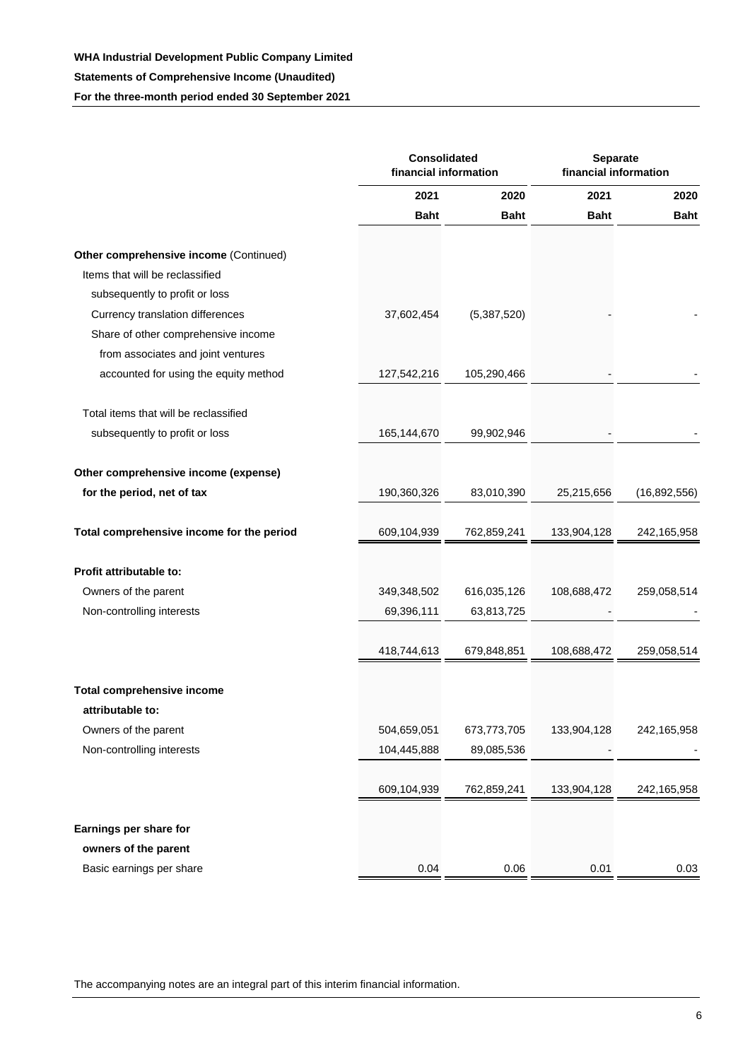**WHA Industrial Development Public Company Limited**

**Statements of Comprehensive Income (Unaudited)**

**For the three-month period ended 30 September 2021**

| | Consolidated financial information | | Separate financial information | |
|---|---|---|---|---|
| | 2021 | 2020 | 2021 | 2020 |
| | Baht | Baht | Baht | Baht |
| **Other comprehensive income** (Continued) | | | | |
| Items that will be reclassified subsequently to profit or loss | | | | |
| Currency translation differences | 37,602,454 | (5,387,520) | - | - |
| Share of other comprehensive income from associates and joint ventures accounted for using the equity method | 127,542,216 | 105,290,466 | - | - |
| Total items that will be reclassified subsequently to profit or loss | 165,144,670 | 99,902,946 | - | - |
| **Other comprehensive income (expense) for the period, net of tax** | 190,360,326 | 83,010,390 | 25,215,656 | (16,892,556) |
| **Total comprehensive income for the period** | 609,104,939 | 762,859,241 | 133,904,128 | 242,165,958 |
| **Profit attributable to:** | | | | |
| Owners of the parent | 349,348,502 | 616,035,126 | 108,688,472 | 259,058,514 |
| Non-controlling interests | 69,396,111 | 63,813,725 | - | - |
| | 418,744,613 | 679,848,851 | 108,688,472 | 259,058,514 |
| **Total comprehensive income attributable to:** | | | | |
| Owners of the parent | 504,659,051 | 673,773,705 | 133,904,128 | 242,165,958 |
| Non-controlling interests | 104,445,888 | 89,085,536 | - | - |
| | 609,104,939 | 762,859,241 | 133,904,128 | 242,165,958 |
| **Earnings per share for owners of the parent** | | | | |
| Basic earnings per share | 0.04 | 0.06 | 0.01 | 0.03 |

The accompanying notes are an integral part of this interim financial information.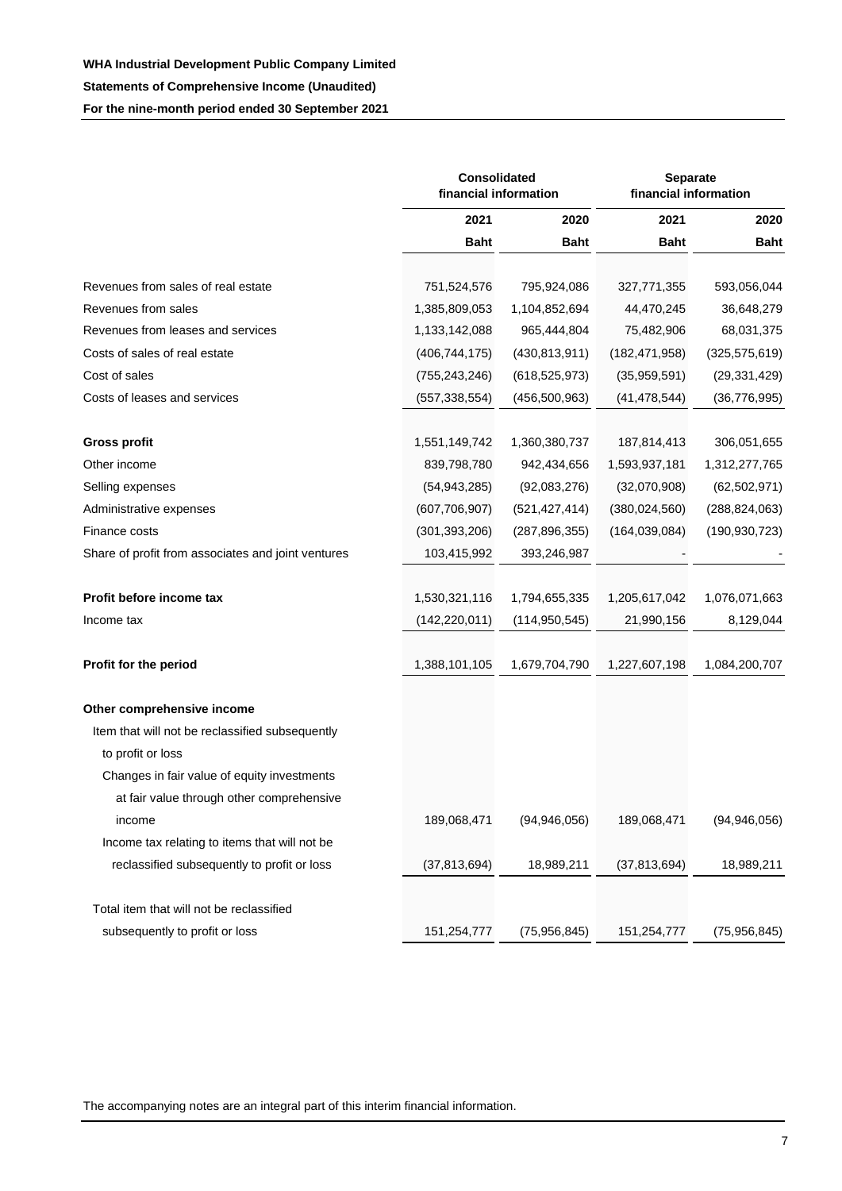**WHA Industrial Development Public Company Limited**

**Statements of Comprehensive Income (Unaudited)**

**For the nine-month period ended 30 September 2021**

| | Consolidated financial information | | Separate financial information | |
|---|---|---|---|---|
| | **2021** | **2020** | **2021** | **2020** |
| | **Baht** | **Baht** | **Baht** | **Baht** |
| Revenues from sales of real estate | 751,524,576 | 795,924,086 | 327,771,355 | 593,056,044 |
| Revenues from sales | 1,385,809,053 | 1,104,852,694 | 44,470,245 | 36,648,279 |
| Revenues from leases and services | 1,133,142,088 | 965,444,804 | 75,482,906 | 68,031,375 |
| Costs of sales of real estate | (406,744,175) | (430,813,911) | (182,471,958) | (325,575,619) |
| Cost of sales | (755,243,246) | (618,525,973) | (35,959,591) | (29,331,429) |
| Costs of leases and services | (557,338,554) | (456,500,963) | (41,478,544) | (36,776,995) |
| **Gross profit** | 1,551,149,742 | 1,360,380,737 | 187,814,413 | 306,051,655 |
| Other income | 839,798,780 | 942,434,656 | 1,593,937,181 | 1,312,277,765 |
| Selling expenses | (54,943,285) | (92,083,276) | (32,070,908) | (62,502,971) |
| Administrative expenses | (607,706,907) | (521,427,414) | (380,024,560) | (288,824,063) |
| Finance costs | (301,393,206) | (287,896,355) | (164,039,084) | (190,930,723) |
| Share of profit from associates and joint ventures | 103,415,992 | 393,246,987 | - | - |
| **Profit before income tax** | 1,530,321,116 | 1,794,655,335 | 1,205,617,042 | 1,076,071,663 |
| Income tax | (142,220,011) | (114,950,545) | 21,990,156 | 8,129,044 |
| **Profit for the period** | 1,388,101,105 | 1,679,704,790 | 1,227,607,198 | 1,084,200,707 |
| **Other comprehensive income** | | | | |
| Item that will not be reclassified subsequently to profit or loss | | | | |
| Changes in fair value of equity investments at fair value through other comprehensive income | 189,068,471 | (94,946,056) | 189,068,471 | (94,946,056) |
| Income tax relating to items that will not be reclassified subsequently to profit or loss | (37,813,694) | 18,989,211 | (37,813,694) | 18,989,211 |
| Total item that will not be reclassified subsequently to profit or loss | 151,254,777 | (75,956,845) | 151,254,777 | (75,956,845) |

The accompanying notes are an integral part of this interim financial information.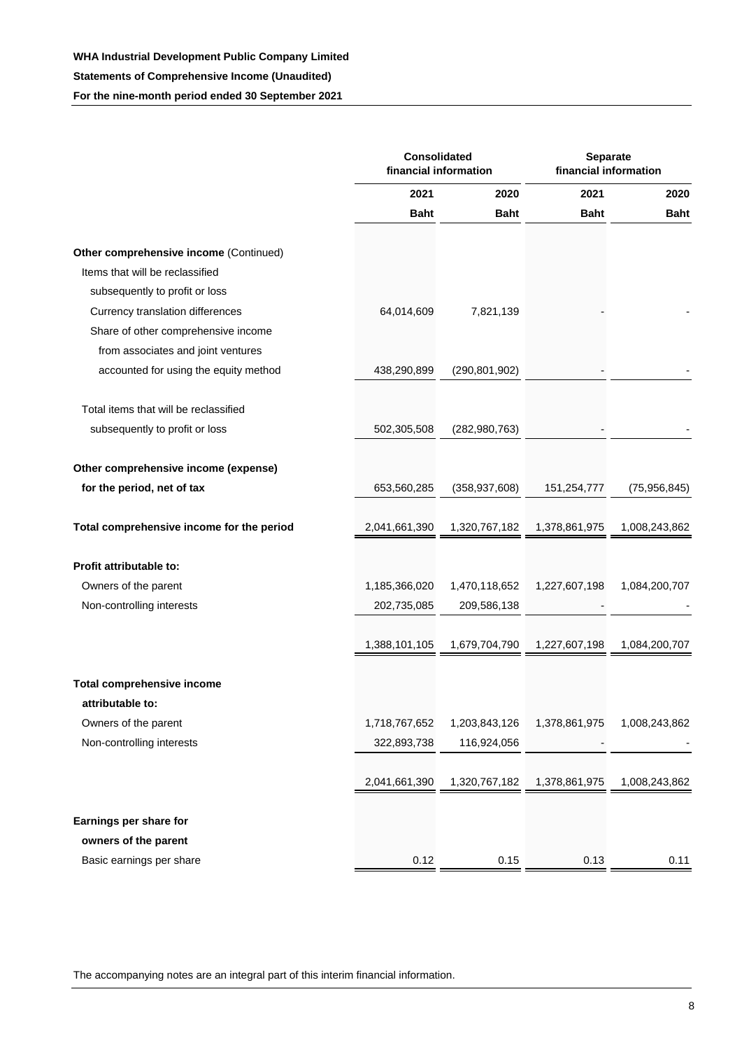**WHA Industrial Development Public Company Limited**

**Statements of Comprehensive Income (Unaudited)**

**For the nine-month period ended 30 September 2021**

| | Consolidated financial information | | Separate financial information | |
|---|---|---|---|---|
| | 2021 | 2020 | 2021 | 2020 |
| | Baht | Baht | Baht | Baht |
| **Other comprehensive income** (Continued) | | | | |
| Items that will be reclassified subsequently to profit or loss | | | | |
| Currency translation differences | 64,014,609 | 7,821,139 | - | - |
| Share of other comprehensive income from associates and joint ventures accounted for using the equity method | 438,290,899 | (290,801,902) | - | - |
| Total items that will be reclassified subsequently to profit or loss | 502,305,508 | (282,980,763) | - | - |
| **Other comprehensive income (expense) for the period, net of tax** | 653,560,285 | (358,937,608) | 151,254,777 | (75,956,845) |
| **Total comprehensive income for the period** | 2,041,661,390 | 1,320,767,182 | 1,378,861,975 | 1,008,243,862 |
| **Profit attributable to:** | | | | |
| Owners of the parent | 1,185,366,020 | 1,470,118,652 | 1,227,607,198 | 1,084,200,707 |
| Non-controlling interests | 202,735,085 | 209,586,138 | - | - |
| | 1,388,101,105 | 1,679,704,790 | 1,227,607,198 | 1,084,200,707 |
| **Total comprehensive income attributable to:** | | | | |
| Owners of the parent | 1,718,767,652 | 1,203,843,126 | 1,378,861,975 | 1,008,243,862 |
| Non-controlling interests | 322,893,738 | 116,924,056 | - | - |
| | 2,041,661,390 | 1,320,767,182 | 1,378,861,975 | 1,008,243,862 |
| **Earnings per share for owners of the parent** | | | | |
| Basic earnings per share | 0.12 | 0.15 | 0.13 | 0.11 |

The accompanying notes are an integral part of this interim financial information.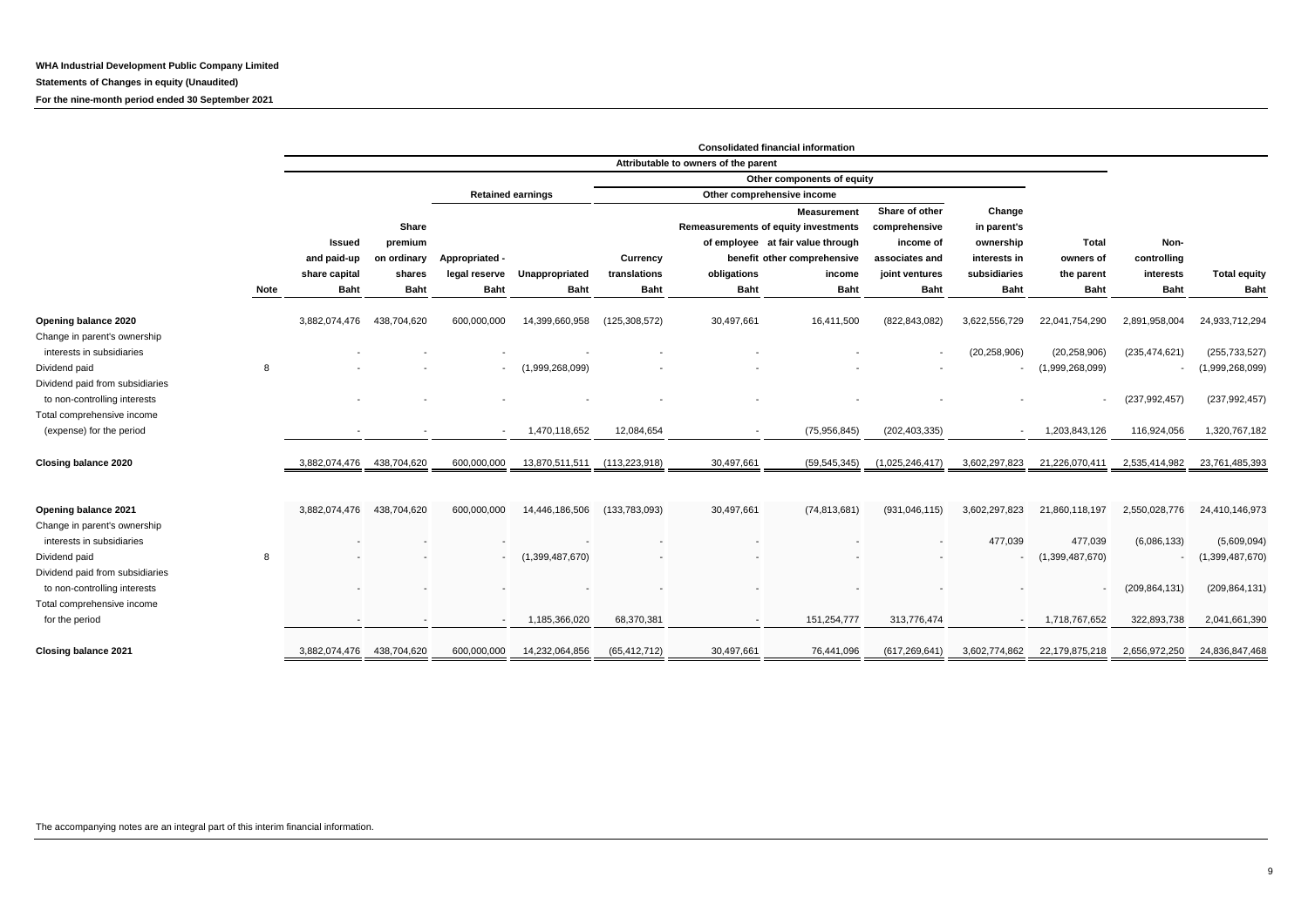**WHA Industrial Development Public Company Limited**

**Statements of Changes in equity (Unaudited)**

**For the nine-month period ended 30 September 2021**

| | | Consolidated financial information | | | | | | | | | | | |
|---|---|---|---|---|---|---|---|---|---|---|---|---|---|
| | | Attributable to owners of the parent | | | | | | | | | | | |
| | | | | | | Other components of equity | | | | | | | |
| | | | | Retained earnings | | Other comprehensive income | | | | | | | |
| | Note | Issued and paid-up share capital Baht | Share premium on ordinary shares Baht | Appropriated - legal reserve Baht | Unappropriated Baht | Currency translations Baht | Remeasurements of employee benefit obligations Baht | Measurement of equity investments at fair value through other comprehensive income Baht | Share of other comprehensive income of associates and joint ventures Baht | Change in parent's ownership interests in subsidiaries Baht | Total owners of the parent Baht | Non-controlling interests Baht | Total equity Baht |
| **Opening balance 2020** | | 3,882,074,476 | 438,704,620 | 600,000,000 | 14,399,660,958 | (125,308,572) | 30,497,661 | 16,411,500 | (822,843,082) | 3,622,556,729 | 22,041,754,290 | 2,891,958,004 | 24,933,712,294 |
| Change in parent's ownership interests in subsidiaries | | - | - | - | - | - | - | - | - | (20,258,906) | (20,258,906) | (235,474,621) | (255,733,527) |
| Dividend paid | 8 | - | - | - | (1,999,268,099) | - | - | - | - | - | (1,999,268,099) | - | (1,999,268,099) |
| Dividend paid from subsidiaries to non-controlling interests | | - | - | - | - | - | - | - | - | - | - | (237,992,457) | (237,992,457) |
| Total comprehensive income (expense) for the period | | - | - | - | 1,470,118,652 | 12,084,654 | - | (75,956,845) | (202,403,335) | - | 1,203,843,126 | 116,924,056 | 1,320,767,182 |
| **Closing balance 2020** | | 3,882,074,476 | 438,704,620 | 600,000,000 | 13,870,511,511 | (113,223,918) | 30,497,661 | (59,545,345) | (1,025,246,417) | 3,602,297,823 | 21,226,070,411 | 2,535,414,982 | 23,761,485,393 |
| **Opening balance 2021** | | 3,882,074,476 | 438,704,620 | 600,000,000 | 14,446,186,506 | (133,783,093) | 30,497,661 | (74,813,681) | (931,046,115) | 3,602,297,823 | 21,860,118,197 | 2,550,028,776 | 24,410,146,973 |
| Change in parent's ownership interests in subsidiaries | | - | - | - | - | - | - | - | - | 477,039 | 477,039 | (6,086,133) | (5,609,094) |
| Dividend paid | 8 | - | - | - | (1,399,487,670) | - | - | - | - | - | (1,399,487,670) | - | (1,399,487,670) |
| Dividend paid from subsidiaries to non-controlling interests | | - | - | - | - | - | - | - | - | - | - | (209,864,131) | (209,864,131) |
| Total comprehensive income for the period | | - | - | - | 1,185,366,020 | 68,370,381 | - | 151,254,777 | 313,776,474 | - | 1,718,767,652 | 322,893,738 | 2,041,661,390 |
| **Closing balance 2021** | | 3,882,074,476 | 438,704,620 | 600,000,000 | 14,232,064,856 | (65,412,712) | 30,497,661 | 76,441,096 | (617,269,641) | 3,602,774,862 | 22,179,875,218 | 2,656,972,250 | 24,836,847,468 |

The accompanying notes are an integral part of this interim financial information.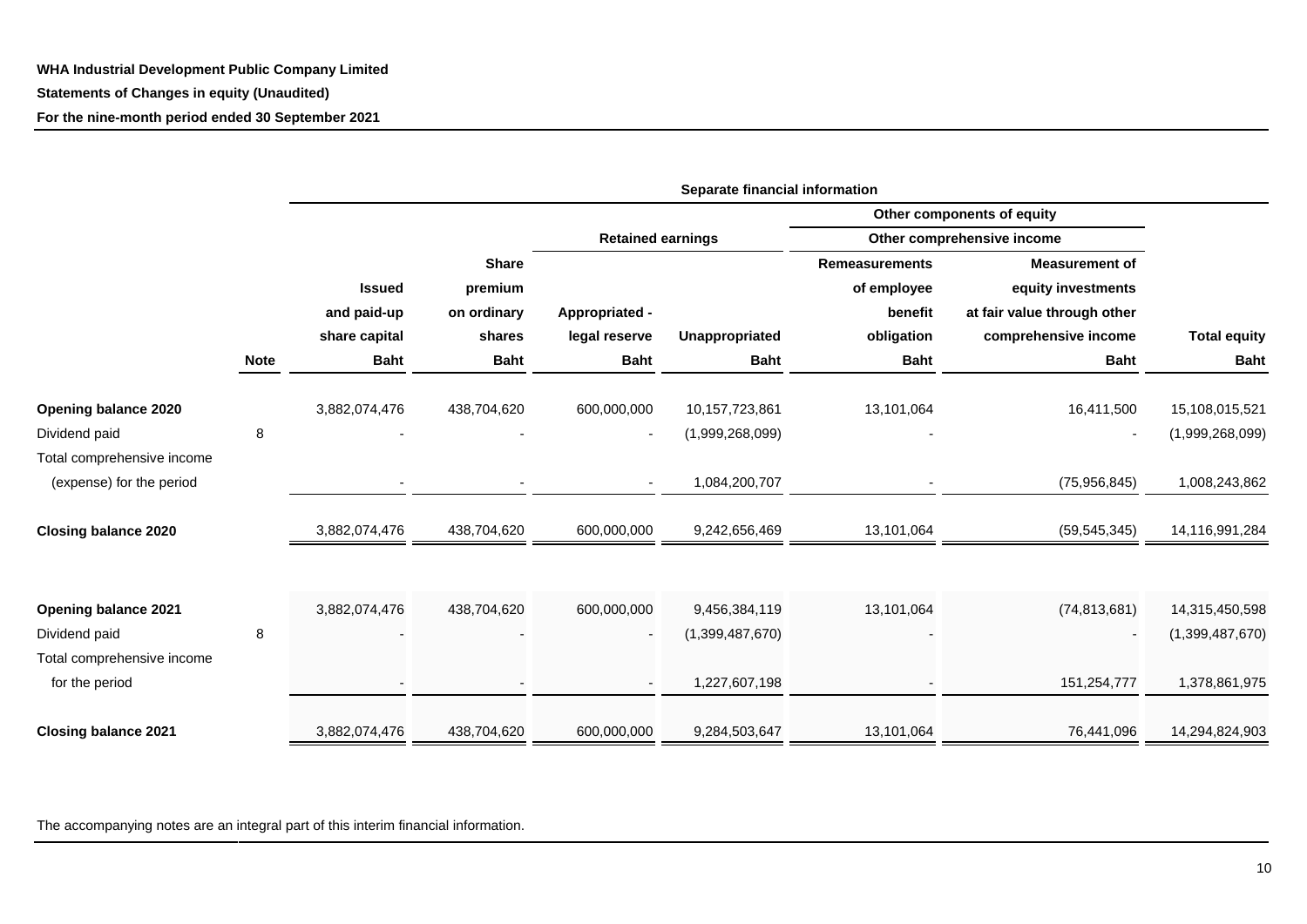**WHA Industrial Development Public Company Limited**

**Statements of Changes in equity (Unaudited)**

**For the nine-month period ended 30 September 2021**

| | | Separate financial information | | | | | | |
|---|---|---|---|---|---|---|---|---|
| | | | | | | Other components of equity | | |
| | | | | Retained earnings | | Other comprehensive income | | |
| | Note | Issued and paid-up share capital Baht | Share premium on ordinary shares Baht | Appropriated - legal reserve Baht | Unappropriated Baht | Remeasurements of employee benefit obligation Baht | Measurement of equity investments at fair value through other comprehensive income Baht | Total equity Baht |
| **Opening balance 2020** | | 3,882,074,476 | 438,704,620 | 600,000,000 | 10,157,723,861 | 13,101,064 | 16,411,500 | 15,108,015,521 |
| Dividend paid | 8 | - | - | - | (1,999,268,099) | - | - | (1,999,268,099) |
| Total comprehensive income (expense) for the period | | - | - | - | 1,084,200,707 | - | (75,956,845) | 1,008,243,862 |
| **Closing balance 2020** | | 3,882,074,476 | 438,704,620 | 600,000,000 | 9,242,656,469 | 13,101,064 | (59,545,345) | 14,116,991,284 |
| | | | | | | | | |
| **Opening balance 2021** | | 3,882,074,476 | 438,704,620 | 600,000,000 | 9,456,384,119 | 13,101,064 | (74,813,681) | 14,315,450,598 |
| Dividend paid | 8 | - | - | - | (1,399,487,670) | - | - | (1,399,487,670) |
| Total comprehensive income for the period | | - | - | - | 1,227,607,198 | - | 151,254,777 | 1,378,861,975 |
| **Closing balance 2021** | | 3,882,074,476 | 438,704,620 | 600,000,000 | 9,284,503,647 | 13,101,064 | 76,441,096 | 14,294,824,903 |

The accompanying notes are an integral part of this interim financial information.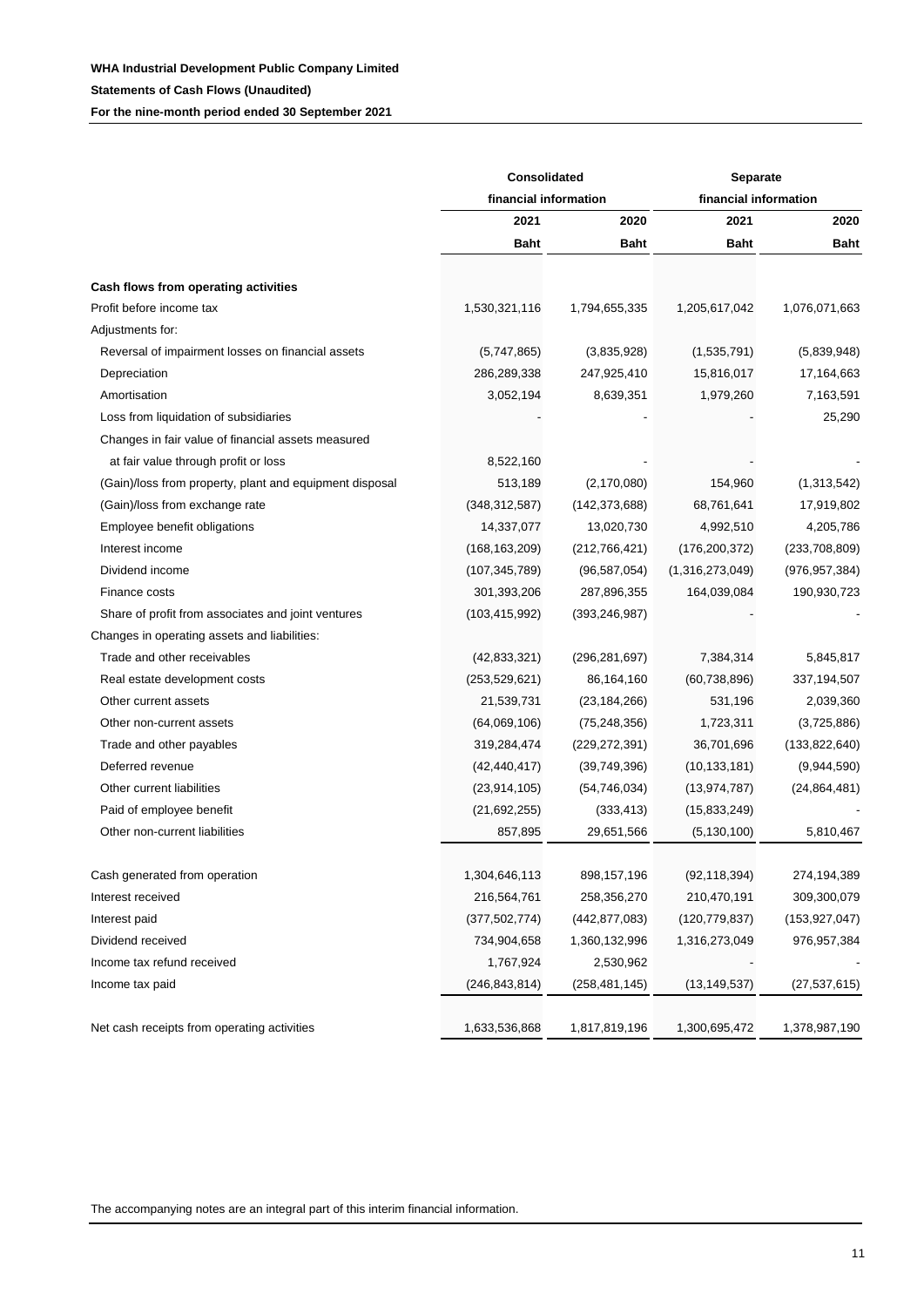**WHA Industrial Development Public Company Limited**

**Statements of Cash Flows (Unaudited)**

**For the nine-month period ended 30 September 2021**

| | Consolidated financial information | | Separate financial information | |
|---|---|---|---|---|
| | 2021 | 2020 | 2021 | 2020 |
| | Baht | Baht | Baht | Baht |
| **Cash flows from operating activities** | | | | |
| Profit before income tax | 1,530,321,116 | 1,794,655,335 | 1,205,617,042 | 1,076,071,663 |
| Adjustments for: | | | | |
| Reversal of impairment losses on financial assets | (5,747,865) | (3,835,928) | (1,535,791) | (5,839,948) |
| Depreciation | 286,289,338 | 247,925,410 | 15,816,017 | 17,164,663 |
| Amortisation | 3,052,194 | 8,639,351 | 1,979,260 | 7,163,591 |
| Loss from liquidation of subsidiaries | - | - | - | 25,290 |
| Changes in fair value of financial assets measured at fair value through profit or loss | 8,522,160 | - | - | - |
| (Gain)/loss from property, plant and equipment disposal | 513,189 | (2,170,080) | 154,960 | (1,313,542) |
| (Gain)/loss from exchange rate | (348,312,587) | (142,373,688) | 68,761,641 | 17,919,802 |
| Employee benefit obligations | 14,337,077 | 13,020,730 | 4,992,510 | 4,205,786 |
| Interest income | (168,163,209) | (212,766,421) | (176,200,372) | (233,708,809) |
| Dividend income | (107,345,789) | (96,587,054) | (1,316,273,049) | (976,957,384) |
| Finance costs | 301,393,206 | 287,896,355 | 164,039,084 | 190,930,723 |
| Share of profit from associates and joint ventures | (103,415,992) | (393,246,987) | - | - |
| Changes in operating assets and liabilities: | | | | |
| Trade and other receivables | (42,833,321) | (296,281,697) | 7,384,314 | 5,845,817 |
| Real estate development costs | (253,529,621) | 86,164,160 | (60,738,896) | 337,194,507 |
| Other current assets | 21,539,731 | (23,184,266) | 531,196 | 2,039,360 |
| Other non-current assets | (64,069,106) | (75,248,356) | 1,723,311 | (3,725,886) |
| Trade and other payables | 319,284,474 | (229,272,391) | 36,701,696 | (133,822,640) |
| Deferred revenue | (42,440,417) | (39,749,396) | (10,133,181) | (9,944,590) |
| Other current liabilities | (23,914,105) | (54,746,034) | (13,974,787) | (24,864,481) |
| Paid of employee benefit | (21,692,255) | (333,413) | (15,833,249) | - |
| Other non-current liabilities | 857,895 | 29,651,566 | (5,130,100) | 5,810,467 |
| Cash generated from operation | 1,304,646,113 | 898,157,196 | (92,118,394) | 274,194,389 |
| Interest received | 216,564,761 | 258,356,270 | 210,470,191 | 309,300,079 |
| Interest paid | (377,502,774) | (442,877,083) | (120,779,837) | (153,927,047) |
| Dividend received | 734,904,658 | 1,360,132,996 | 1,316,273,049 | 976,957,384 |
| Income tax refund received | 1,767,924 | 2,530,962 | - | - |
| Income tax paid | (246,843,814) | (258,481,145) | (13,149,537) | (27,537,615) |
| Net cash receipts from operating activities | 1,633,536,868 | 1,817,819,196 | 1,300,695,472 | 1,378,987,190 |

The accompanying notes are an integral part of this interim financial information.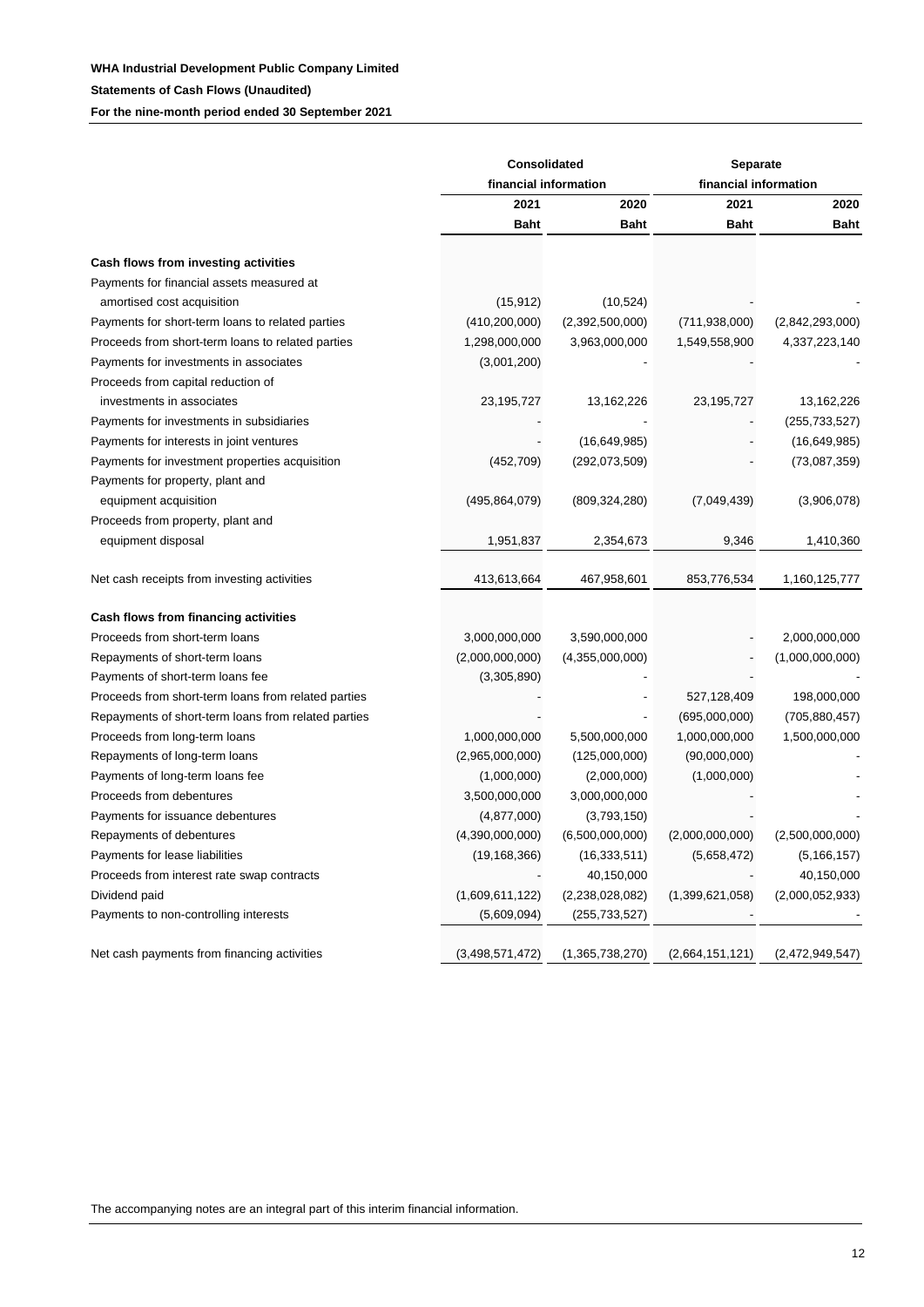**WHA Industrial Development Public Company Limited**

**Statements of Cash Flows (Unaudited)**

**For the nine-month period ended 30 September 2021**

| | Consolidated financial information | | Separate financial information | |
|---|---|---|---|---|
| | 2021 | 2020 | 2021 | 2020 |
| | Baht | Baht | Baht | Baht |
| **Cash flows from investing activities** | | | | |
| Payments for financial assets measured at amortised cost acquisition | (15,912) | (10,524) | - | - |
| Payments for short-term loans to related parties | (410,200,000) | (2,392,500,000) | (711,938,000) | (2,842,293,000) |
| Proceeds from short-term loans to related parties | 1,298,000,000 | 3,963,000,000 | 1,549,558,900 | 4,337,223,140 |
| Payments for investments in associates | (3,001,200) | - | - | - |
| Proceeds from capital reduction of investments in associates | 23,195,727 | 13,162,226 | 23,195,727 | 13,162,226 |
| Payments for investments in subsidiaries | - | - | - | (255,733,527) |
| Payments for interests in joint ventures | - | (16,649,985) | - | (16,649,985) |
| Payments for investment properties acquisition | (452,709) | (292,073,509) | - | (73,087,359) |
| Payments for property, plant and equipment acquisition | (495,864,079) | (809,324,280) | (7,049,439) | (3,906,078) |
| Proceeds from property, plant and equipment disposal | 1,951,837 | 2,354,673 | 9,346 | 1,410,360 |
| Net cash receipts from investing activities | 413,613,664 | 467,958,601 | 853,776,534 | 1,160,125,777 |
| **Cash flows from financing activities** | | | | |
| Proceeds from short-term loans | 3,000,000,000 | 3,590,000,000 | - | 2,000,000,000 |
| Repayments of short-term loans | (2,000,000,000) | (4,355,000,000) | - | (1,000,000,000) |
| Payments of short-term loans fee | (3,305,890) | - | - | - |
| Proceeds from short-term loans from related parties | - | - | 527,128,409 | 198,000,000 |
| Repayments of short-term loans from related parties | - | - | (695,000,000) | (705,880,457) |
| Proceeds from long-term loans | 1,000,000,000 | 5,500,000,000 | 1,000,000,000 | 1,500,000,000 |
| Repayments of long-term loans | (2,965,000,000) | (125,000,000) | (90,000,000) | - |
| Payments of long-term loans fee | (1,000,000) | (2,000,000) | (1,000,000) | - |
| Proceeds from debentures | 3,500,000,000 | 3,000,000,000 | - | - |
| Payments for issuance debentures | (4,877,000) | (3,793,150) | - | - |
| Repayments of debentures | (4,390,000,000) | (6,500,000,000) | (2,000,000,000) | (2,500,000,000) |
| Payments for lease liabilities | (19,168,366) | (16,333,511) | (5,658,472) | (5,166,157) |
| Proceeds from interest rate swap contracts | - | 40,150,000 | - | 40,150,000 |
| Dividend paid | (1,609,611,122) | (2,238,028,082) | (1,399,621,058) | (2,000,052,933) |
| Payments to non-controlling interests | (5,609,094) | (255,733,527) | - | - |
| Net cash payments from financing activities | (3,498,571,472) | (1,365,738,270) | (2,664,151,121) | (2,472,949,547) |

The accompanying notes are an integral part of this interim financial information.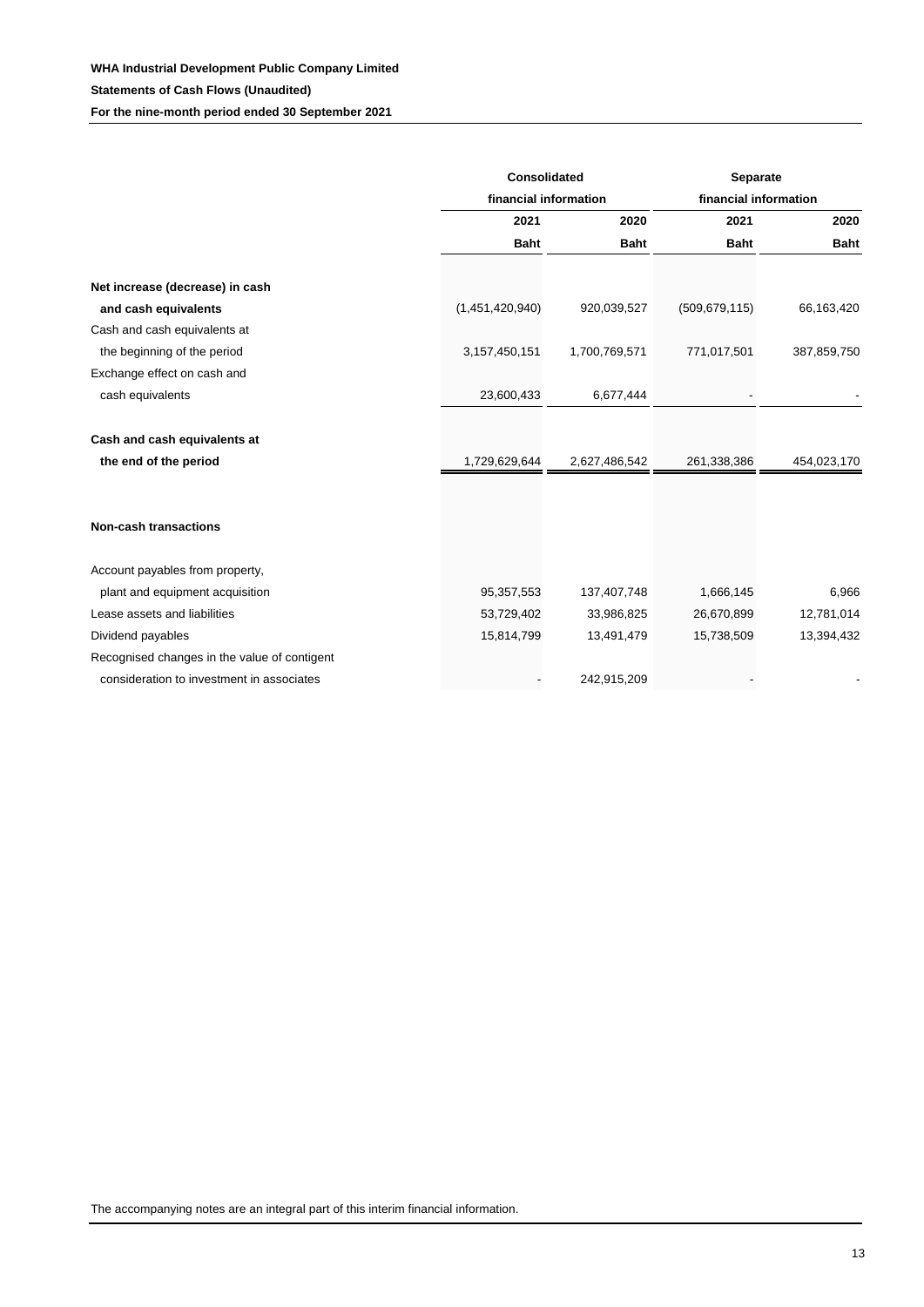**WHA Industrial Development Public Company Limited**

**Statements of Cash Flows (Unaudited)**

**For the nine-month period ended 30 September 2021**

| | Consolidated financial information | | Separate financial information | |
|---|---|---|---|---|
| | 2021 | 2020 | 2021 | 2020 |
| | Baht | Baht | Baht | Baht |
| **Net increase (decrease) in cash and cash equivalents** | (1,451,420,940) | 920,039,527 | (509,679,115) | 66,163,420 |
| Cash and cash equivalents at the beginning of the period | 3,157,450,151 | 1,700,769,571 | 771,017,501 | 387,859,750 |
| Exchange effect on cash and cash equivalents | 23,600,433 | 6,677,444 | - | - |
| **Cash and cash equivalents at the end of the period** | 1,729,629,644 | 2,627,486,542 | 261,338,386 | 454,023,170 |
| **Non-cash transactions** | | | | |
| Account payables from property, plant and equipment acquisition | 95,357,553 | 137,407,748 | 1,666,145 | 6,966 |
| Lease assets and liabilities | 53,729,402 | 33,986,825 | 26,670,899 | 12,781,014 |
| Dividend payables | 15,814,799 | 13,491,479 | 15,738,509 | 13,394,432 |
| Recognised changes in the value of contigent consideration to investment in associates | - | 242,915,209 | - | - |

The accompanying notes are an integral part of this interim financial information.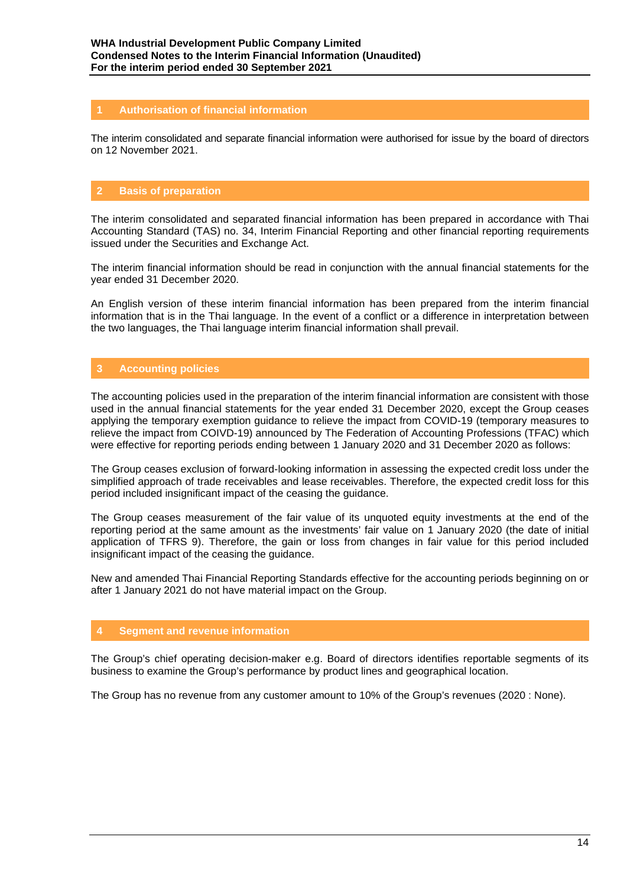## 1 Authorisation of financial information

The interim consolidated and separate financial information were authorised for issue by the board of directors on 12 November 2021.

## 2 Basis of preparation

The interim consolidated and separated financial information has been prepared in accordance with Thai Accounting Standard (TAS) no. 34, Interim Financial Reporting and other financial reporting requirements issued under the Securities and Exchange Act.

The interim financial information should be read in conjunction with the annual financial statements for the year ended 31 December 2020.

An English version of these interim financial information has been prepared from the interim financial information that is in the Thai language. In the event of a conflict or a difference in interpretation between the two languages, the Thai language interim financial information shall prevail.

## 3 Accounting policies

The accounting policies used in the preparation of the interim financial information are consistent with those used in the annual financial statements for the year ended 31 December 2020, except the Group ceases applying the temporary exemption guidance to relieve the impact from COVID-19 (temporary measures to relieve the impact from COIVD-19) announced by The Federation of Accounting Professions (TFAC) which were effective for reporting periods ending between 1 January 2020 and 31 December 2020 as follows:

The Group ceases exclusion of forward-looking information in assessing the expected credit loss under the simplified approach of trade receivables and lease receivables. Therefore, the expected credit loss for this period included insignificant impact of the ceasing the guidance.

The Group ceases measurement of the fair value of its unquoted equity investments at the end of the reporting period at the same amount as the investments' fair value on 1 January 2020 (the date of initial application of TFRS 9). Therefore, the gain or loss from changes in fair value for this period included insignificant impact of the ceasing the guidance.

New and amended Thai Financial Reporting Standards effective for the accounting periods beginning on or after 1 January 2021 do not have material impact on the Group.

## 4 Segment and revenue information

The Group's chief operating decision-maker e.g. Board of directors identifies reportable segments of its business to examine the Group's performance by product lines and geographical location.

The Group has no revenue from any customer amount to 10% of the Group's revenues (2020 : None).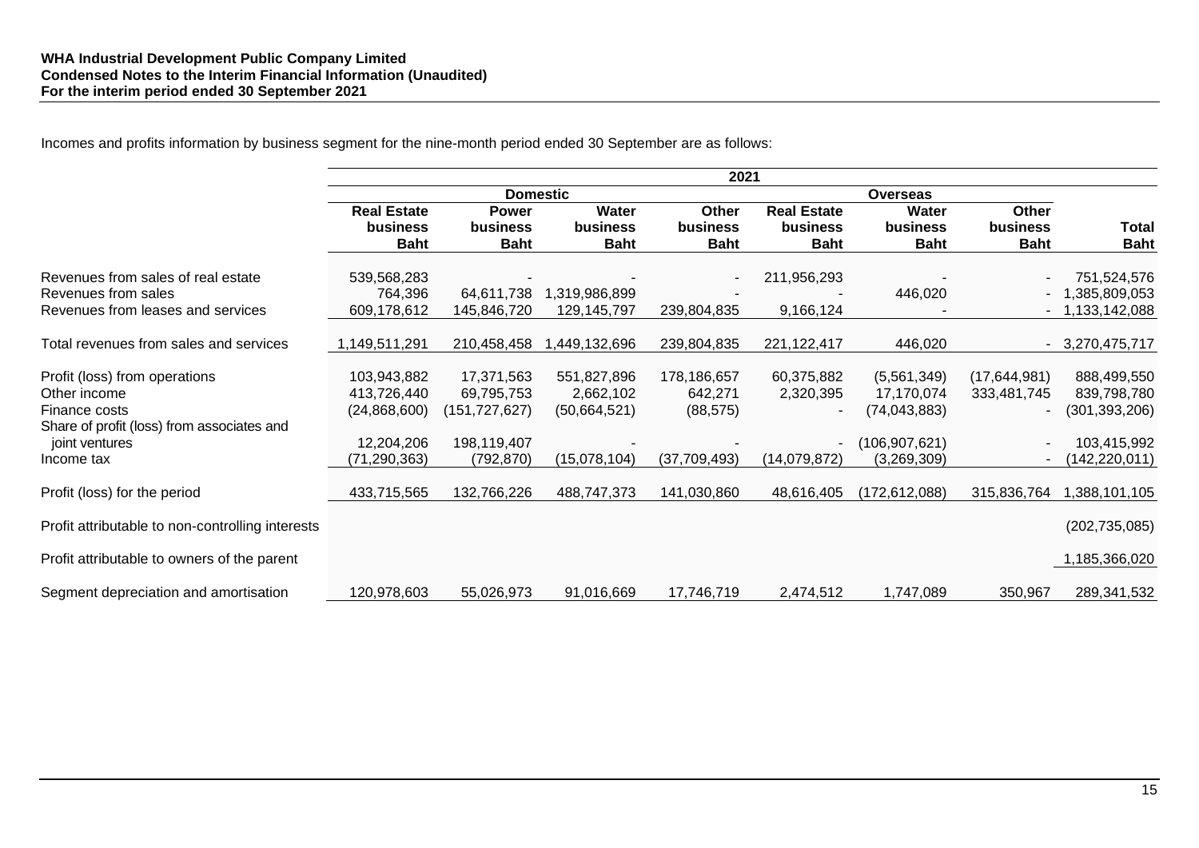Incomes and profits information by business segment for the nine-month period ended 30 September are as follows:

| | 2021 | | | | | | | |
|---|---|---|---|---|---|---|---|---|
| | Domestic | | | | Overseas | | | |
| | Real Estate business Baht | Power business Baht | Water business Baht | Other business Baht | Real Estate business Baht | Water business Baht | Other business Baht | Total Baht |
| Revenues from sales of real estate | 539,568,283 | - | - | - | 211,956,293 | - | - | 751,524,576 |
| Revenues from sales | 764,396 | 64,611,738 | 1,319,986,899 | - | - | 446,020 | - | 1,385,809,053 |
| Revenues from leases and services | 609,178,612 | 145,846,720 | 129,145,797 | 239,804,835 | 9,166,124 | - | - | 1,133,142,088 |
| Total revenues from sales and services | 1,149,511,291 | 210,458,458 | 1,449,132,696 | 239,804,835 | 221,122,417 | 446,020 | - | 3,270,475,717 |
| Profit (loss) from operations | 103,943,882 | 17,371,563 | 551,827,896 | 178,186,657 | 60,375,882 | (5,561,349) | (17,644,981) | 888,499,550 |
| Other income | 413,726,440 | 69,795,753 | 2,662,102 | 642,271 | 2,320,395 | 17,170,074 | 333,481,745 | 839,798,780 |
| Finance costs | (24,868,600) | (151,727,627) | (50,664,521) | (88,575) | - | (74,043,883) | - | (301,393,206) |
| Share of profit (loss) from associates and joint ventures | 12,204,206 | 198,119,407 | - | - | - | (106,907,621) | - | 103,415,992 |
| Income tax | (71,290,363) | (792,870) | (15,078,104) | (37,709,493) | (14,079,872) | (3,269,309) | - | (142,220,011) |
| Profit (loss) for the period | 433,715,565 | 132,766,226 | 488,747,373 | 141,030,860 | 48,616,405 | (172,612,088) | 315,836,764 | 1,388,101,105 |
| Profit attributable to non-controlling interests | | | | | | | | (202,735,085) |
| Profit attributable to owners of the parent | | | | | | | | 1,185,366,020 |
| Segment depreciation and amortisation | 120,978,603 | 55,026,973 | 91,016,669 | 17,746,719 | 2,474,512 | 1,747,089 | 350,967 | 289,341,532 |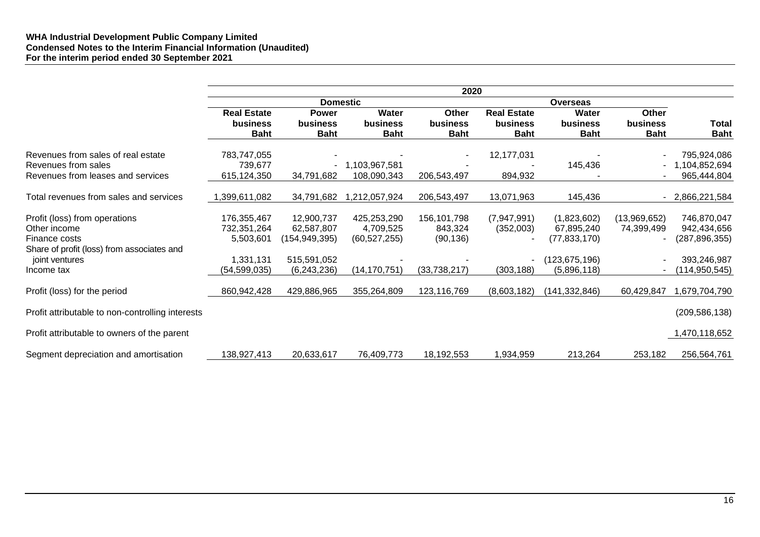| | 2020 | | | | | | | |
|---|---|---|---|---|---|---|---|---|
| | Domestic | | | | Overseas | | | |
| | Real Estate business Baht | Power business Baht | Water business Baht | Other business Baht | Real Estate business Baht | Water business Baht | Other business Baht | Total Baht |
| Revenues from sales of real estate | 783,747,055 | - | - | - | 12,177,031 | - | - | 795,924,086 |
| Revenues from sales | 739,677 | - | 1,103,967,581 | - | - | 145,436 | - | 1,104,852,694 |
| Revenues from leases and services | 615,124,350 | 34,791,682 | 108,090,343 | 206,543,497 | 894,932 | - | - | 965,444,804 |
| Total revenues from sales and services | 1,399,611,082 | 34,791,682 | 1,212,057,924 | 206,543,497 | 13,071,963 | 145,436 | - | 2,866,221,584 |
| Profit (loss) from operations | 176,355,467 | 12,900,737 | 425,253,290 | 156,101,798 | (7,947,991) | (1,823,602) | (13,969,652) | 746,870,047 |
| Other income | 732,351,264 | 62,587,807 | 4,709,525 | 843,324 | (352,003) | 67,895,240 | 74,399,499 | 942,434,656 |
| Finance costs | 5,503,601 | (154,949,395) | (60,527,255) | (90,136) | - | (77,833,170) | - | (287,896,355) |
| Share of profit (loss) from associates and joint ventures | 1,331,131 | 515,591,052 | - | - | - | (123,675,196) | - | 393,246,987 |
| Income tax | (54,599,035) | (6,243,236) | (14,170,751) | (33,738,217) | (303,188) | (5,896,118) | - | (114,950,545) |
| Profit (loss) for the period | 860,942,428 | 429,886,965 | 355,264,809 | 123,116,769 | (8,603,182) | (141,332,846) | 60,429,847 | 1,679,704,790 |
| Profit attributable to non-controlling interests | | | | | | | | (209,586,138) |
| Profit attributable to owners of the parent | | | | | | | | 1,470,118,652 |
| Segment depreciation and amortisation | 138,927,413 | 20,633,617 | 76,409,773 | 18,192,553 | 1,934,959 | 213,264 | 253,182 | 256,564,761 |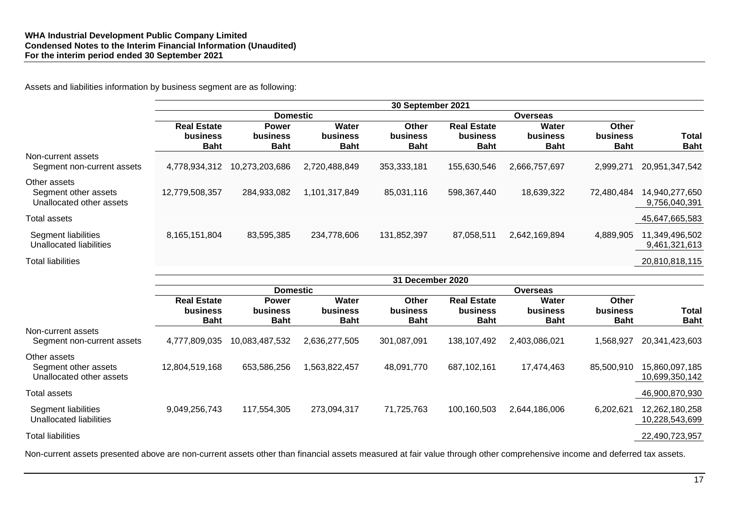Assets and liabilities information by business segment are as following:

| | 30 September 2021 | | | | | | | |
|---|---|---|---|---|---|---|---|---|
| | Domestic | | | | Overseas | | | |
| | Real Estate business Baht | Power business Baht | Water business Baht | Other business Baht | Real Estate business Baht | Water business Baht | Other business Baht | Total Baht |
| Non-current assets | | | | | | | | |
| Segment non-current assets | 4,778,934,312 | 10,273,203,686 | 2,720,488,849 | 353,333,181 | 155,630,546 | 2,666,757,697 | 2,999,271 | 20,951,347,542 |
| Other assets | | | | | | | | |
| Segment other assets | 12,779,508,357 | 284,933,082 | 1,101,317,849 | 85,031,116 | 598,367,440 | 18,639,322 | 72,480,484 | 14,940,277,650 |
| Unallocated other assets | | | | | | | | 9,756,040,391 |
| Total assets | | | | | | | | 45,647,665,583 |
| Segment liabilities | 8,165,151,804 | 83,595,385 | 234,778,606 | 131,852,397 | 87,058,511 | 2,642,169,894 | 4,889,905 | 11,349,496,502 |
| Unallocated liabilities | | | | | | | | 9,461,321,613 |
| Total liabilities | | | | | | | | 20,810,818,115 |

| | 31 December 2020 | | | | | | | |
|---|---|---|---|---|---|---|---|---|
| | Domestic | | | | Overseas | | | |
| | Real Estate business Baht | Power business Baht | Water business Baht | Other business Baht | Real Estate business Baht | Water business Baht | Other business Baht | Total Baht |
| Non-current assets | | | | | | | | |
| Segment non-current assets | 4,777,809,035 | 10,083,487,532 | 2,636,277,505 | 301,087,091 | 138,107,492 | 2,403,086,021 | 1,568,927 | 20,341,423,603 |
| Other assets | | | | | | | | |
| Segment other assets | 12,804,519,168 | 653,586,256 | 1,563,822,457 | 48,091,770 | 687,102,161 | 17,474,463 | 85,500,910 | 15,860,097,185 |
| Unallocated other assets | | | | | | | | 10,699,350,142 |
| Total assets | | | | | | | | 46,900,870,930 |
| Segment liabilities | 9,049,256,743 | 117,554,305 | 273,094,317 | 71,725,763 | 100,160,503 | 2,644,186,006 | 6,202,621 | 12,262,180,258 |
| Unallocated liabilities | | | | | | | | 10,228,543,699 |
| Total liabilities | | | | | | | | 22,490,723,957 |

Non-current assets presented above are non-current assets other than financial assets measured at fair value through other comprehensive income and deferred tax assets.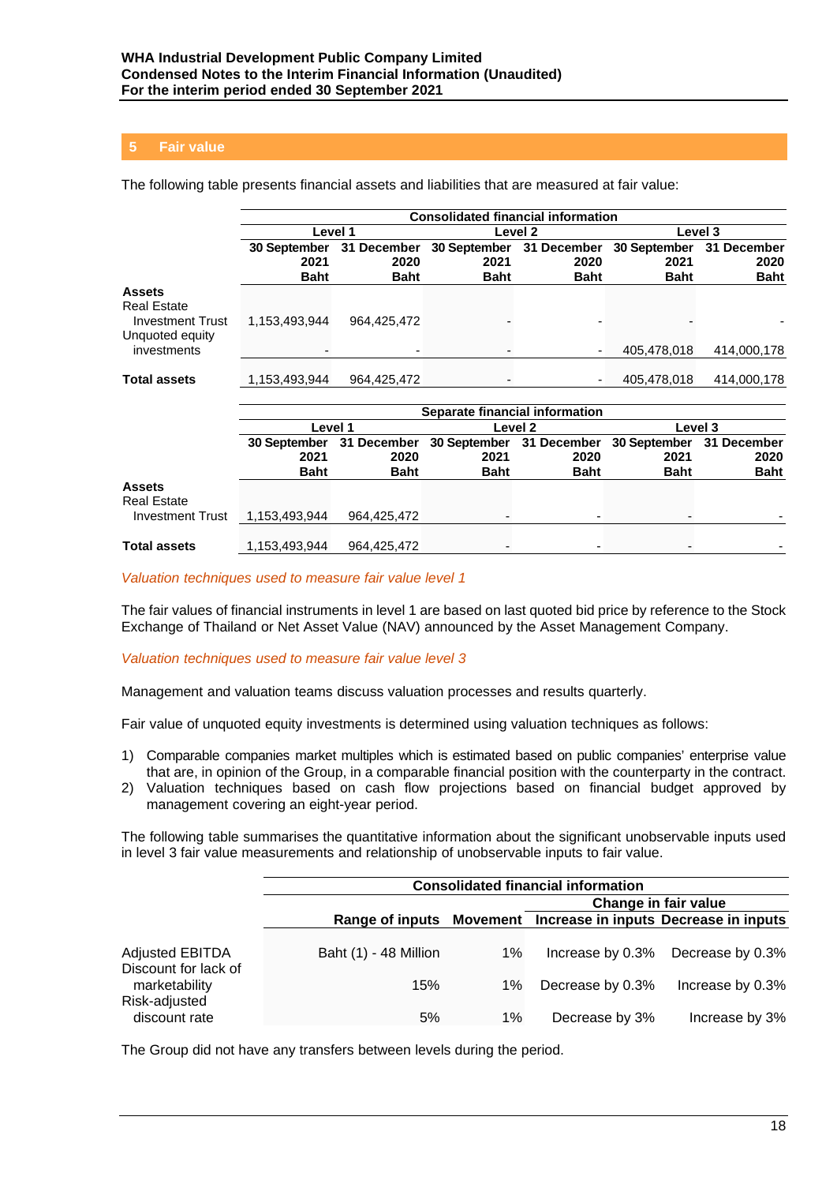## 5 Fair value

The following table presents financial assets and liabilities that are measured at fair value:

| | Consolidated financial information | | | | | |
|---|---|---|---|---|---|---|
| | Level 1 | | Level 2 | | Level 3 | |
| | 30 September 2021 Baht | 31 December 2020 Baht | 30 September 2021 Baht | 31 December 2020 Baht | 30 September 2021 Baht | 31 December 2020 Baht |
| **Assets** | | | | | | |
| Real Estate Investment Trust | 1,153,493,944 | 964,425,472 | - | - | - | - |
| Unquoted equity investments | - | - | - | - | 405,478,018 | 414,000,178 |
| **Total assets** | 1,153,493,944 | 964,425,472 | - | - | 405,478,018 | 414,000,178 |

| | Separate financial information | | | | | |
|---|---|---|---|---|---|---|
| | Level 1 | | Level 2 | | Level 3 | |
| | 30 September 2021 Baht | 31 December 2020 Baht | 30 September 2021 Baht | 31 December 2020 Baht | 30 September 2021 Baht | 31 December 2020 Baht |
| **Assets** | | | | | | |
| Real Estate Investment Trust | 1,153,493,944 | 964,425,472 | - | - | - | - |
| **Total assets** | 1,153,493,944 | 964,425,472 | - | - | - | - |

*Valuation techniques used to measure fair value level 1*

The fair values of financial instruments in level 1 are based on last quoted bid price by reference to the Stock Exchange of Thailand or Net Asset Value (NAV) announced by the Asset Management Company.

*Valuation techniques used to measure fair value level 3*

Management and valuation teams discuss valuation processes and results quarterly.

Fair value of unquoted equity investments is determined using valuation techniques as follows:

1) Comparable companies market multiples which is estimated based on public companies' enterprise value that are, in opinion of the Group, in a comparable financial position with the counterparty in the contract.
2) Valuation techniques based on cash flow projections based on financial budget approved by management covering an eight-year period.

The following table summarises the quantitative information about the significant unobservable inputs used in level 3 fair value measurements and relationship of unobservable inputs to fair value.

| | Consolidated financial information | | | |
|---|---|---|---|---|
| | | | Change in fair value | |
| | Range of inputs | Movement | Increase in inputs | Decrease in inputs |
| Adjusted EBITDA | Baht (1) - 48 Million | 1% | Increase by 0.3% | Decrease by 0.3% |
| Discount for lack of marketability | 15% | 1% | Decrease by 0.3% | Increase by 0.3% |
| Risk-adjusted discount rate | 5% | 1% | Decrease by 3% | Increase by 3% |

The Group did not have any transfers between levels during the period.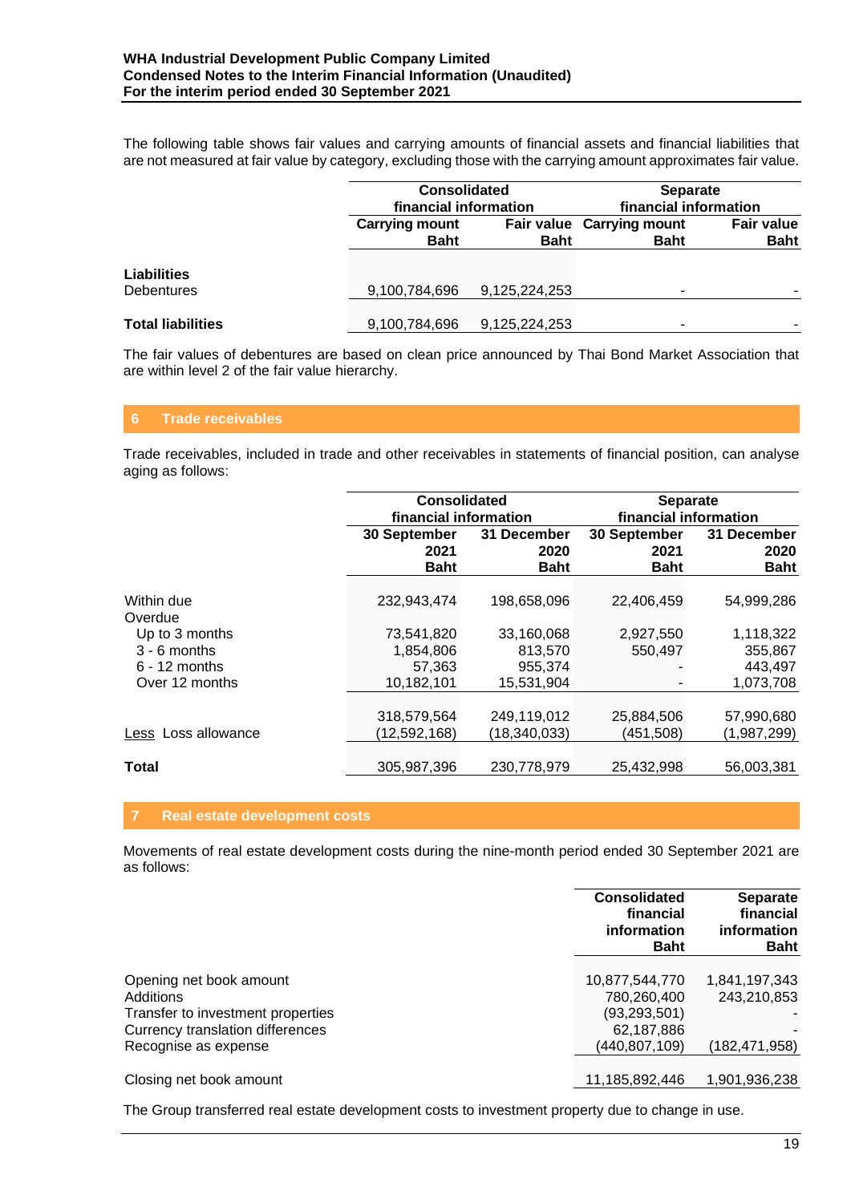The following table shows fair values and carrying amounts of financial assets and financial liabilities that are not measured at fair value by category, excluding those with the carrying amount approximates fair value.

| | Consolidated financial information | | Separate financial information | |
|---|---|---|---|---|
| | Carrying mount Baht | Fair value Baht | Carrying mount Baht | Fair value Baht |
| **Liabilities** | | | | |
| Debentures | 9,100,784,696 | 9,125,224,253 | - | - |
| **Total liabilities** | 9,100,784,696 | 9,125,224,253 | - | - |

The fair values of debentures are based on clean price announced by Thai Bond Market Association that are within level 2 of the fair value hierarchy.

## 6 Trade receivables

Trade receivables, included in trade and other receivables in statements of financial position, can analyse aging as follows:

| | Consolidated financial information | | Separate financial information | |
|---|---|---|---|---|
| | 30 September 2021 Baht | 31 December 2020 Baht | 30 September 2021 Baht | 31 December 2020 Baht |
| Within due | 232,943,474 | 198,658,096 | 22,406,459 | 54,999,286 |
| Overdue | | | | |
| Up to 3 months | 73,541,820 | 33,160,068 | 2,927,550 | 1,118,322 |
| 3 - 6 months | 1,854,806 | 813,570 | 550,497 | 355,867 |
| 6 - 12 months | 57,363 | 955,374 | - | 443,497 |
| Over 12 months | 10,182,101 | 15,531,904 | - | 1,073,708 |
| | 318,579,564 | 249,119,012 | 25,884,506 | 57,990,680 |
| Less Loss allowance | (12,592,168) | (18,340,033) | (451,508) | (1,987,299) |
| **Total** | 305,987,396 | 230,778,979 | 25,432,998 | 56,003,381 |

## 7 Real estate development costs

Movements of real estate development costs during the nine-month period ended 30 September 2021 are as follows:

| | Consolidated financial information Baht | Separate financial information Baht |
|---|---|---|
| Opening net book amount | 10,877,544,770 | 1,841,197,343 |
| Additions | 780,260,400 | 243,210,853 |
| Transfer to investment properties | (93,293,501) | - |
| Currency translation differences | 62,187,886 | - |
| Recognise as expense | (440,807,109) | (182,471,958) |
| Closing net book amount | 11,185,892,446 | 1,901,936,238 |

The Group transferred real estate development costs to investment property due to change in use.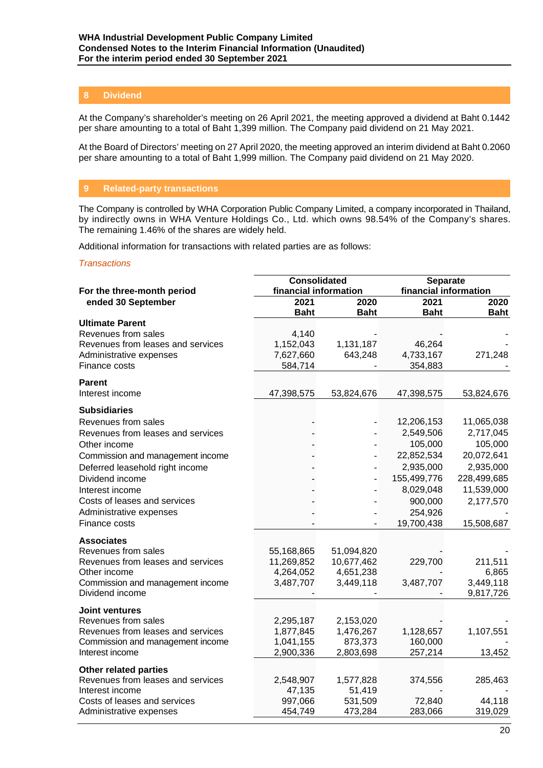## 8 Dividend

At the Company's shareholder's meeting on 26 April 2021, the meeting approved a dividend at Baht 0.1442 per share amounting to a total of Baht 1,399 million. The Company paid dividend on 21 May 2021.

At the Board of Directors' meeting on 27 April 2020, the meeting approved an interim dividend at Baht 0.2060 per share amounting to a total of Baht 1,999 million. The Company paid dividend on 21 May 2020.

## 9 Related-party transactions

The Company is controlled by WHA Corporation Public Company Limited, a company incorporated in Thailand, by indirectly owns in WHA Venture Holdings Co., Ltd. which owns 98.54% of the Company's shares. The remaining 1.46% of the shares are widely held.

Additional information for transactions with related parties are as follows:

*Transactions*

| For the three-month period ended 30 September | Consolidated financial information | | Separate financial information | |
|---|---|---|---|---|
| | 2021 Baht | 2020 Baht | 2021 Baht | 2020 Baht |
| **Ultimate Parent** | | | | |
| Revenues from sales | 4,140 | - | - | - |
| Revenues from leases and services | 1,152,043 | 1,131,187 | 46,264 | - |
| Administrative expenses | 7,627,660 | 643,248 | 4,733,167 | 271,248 |
| Finance costs | 584,714 | - | 354,883 | - |
| **Parent** | | | | |
| Interest income | 47,398,575 | 53,824,676 | 47,398,575 | 53,824,676 |
| **Subsidiaries** | | | | |
| Revenues from sales | - | - | 12,206,153 | 11,065,038 |
| Revenues from leases and services | - | - | 2,549,506 | 2,717,045 |
| Other income | - | - | 105,000 | 105,000 |
| Commission and management income | - | - | 22,852,534 | 20,072,641 |
| Deferred leasehold right income | - | - | 2,935,000 | 2,935,000 |
| Dividend income | - | - | 155,499,776 | 228,499,685 |
| Interest income | - | - | 8,029,048 | 11,539,000 |
| Costs of leases and services | - | - | 900,000 | 2,177,570 |
| Administrative expenses | - | - | 254,926 | - |
| Finance costs | - | - | 19,700,438 | 15,508,687 |
| **Associates** | | | | |
| Revenues from sales | 55,168,865 | 51,094,820 | - | - |
| Revenues from leases and services | 11,269,852 | 10,677,462 | 229,700 | 211,511 |
| Other income | 4,264,052 | 4,651,238 | - | 6,865 |
| Commission and management income | 3,487,707 | 3,449,118 | 3,487,707 | 3,449,118 |
| Dividend income | - | - | - | 9,817,726 |
| **Joint ventures** | | | | |
| Revenues from sales | 2,295,187 | 2,153,020 | - | - |
| Revenues from leases and services | 1,877,845 | 1,476,267 | 1,128,657 | 1,107,551 |
| Commission and management income | 1,041,155 | 873,373 | 160,000 | - |
| Interest income | 2,900,336 | 2,803,698 | 257,214 | 13,452 |
| **Other related parties** | | | | |
| Revenues from leases and services | 2,548,907 | 1,577,828 | 374,556 | 285,463 |
| Interest income | 47,135 | 51,419 | - | - |
| Costs of leases and services | 997,066 | 531,509 | 72,840 | 44,118 |
| Administrative expenses | 454,749 | 473,284 | 283,066 | 319,029 |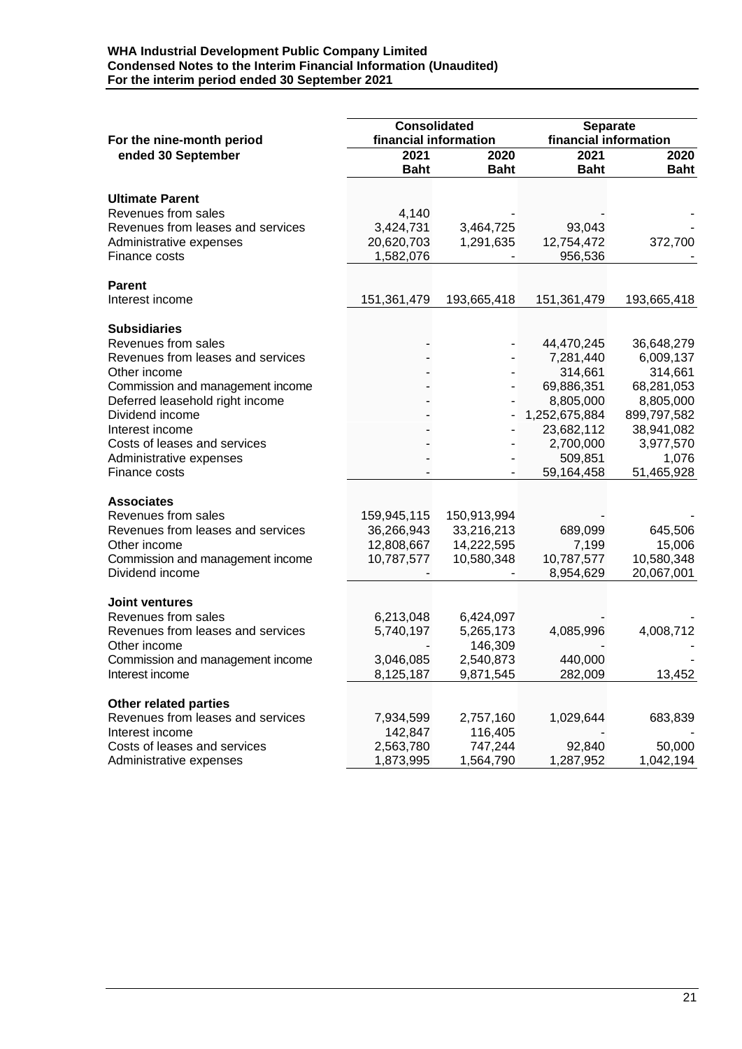| For the nine-month period ended 30 September | Consolidated financial information | | Separate financial information | |
|---|---|---|---|---|
| | 2021 Baht | 2020 Baht | 2021 Baht | 2020 Baht |
| **Ultimate Parent** | | | | |
| Revenues from sales | 4,140 | - | - | - |
| Revenues from leases and services | 3,424,731 | 3,464,725 | 93,043 | - |
| Administrative expenses | 20,620,703 | 1,291,635 | 12,754,472 | 372,700 |
| Finance costs | 1,582,076 | - | 956,536 | - |
| **Parent** | | | | |
| Interest income | 151,361,479 | 193,665,418 | 151,361,479 | 193,665,418 |
| **Subsidiaries** | | | | |
| Revenues from sales | - | - | 44,470,245 | 36,648,279 |
| Revenues from leases and services | - | - | 7,281,440 | 6,009,137 |
| Other income | - | - | 314,661 | 314,661 |
| Commission and management income | - | - | 69,886,351 | 68,281,053 |
| Deferred leasehold right income | - | - | 8,805,000 | 8,805,000 |
| Dividend income | - | - | 1,252,675,884 | 899,797,582 |
| Interest income | - | - | 23,682,112 | 38,941,082 |
| Costs of leases and services | - | - | 2,700,000 | 3,977,570 |
| Administrative expenses | - | - | 509,851 | 1,076 |
| Finance costs | - | - | 59,164,458 | 51,465,928 |
| **Associates** | | | | |
| Revenues from sales | 159,945,115 | 150,913,994 | - | - |
| Revenues from leases and services | 36,266,943 | 33,216,213 | 689,099 | 645,506 |
| Other income | 12,808,667 | 14,222,595 | 7,199 | 15,006 |
| Commission and management income | 10,787,577 | 10,580,348 | 10,787,577 | 10,580,348 |
| Dividend income | - | - | 8,954,629 | 20,067,001 |
| **Joint ventures** | | | | |
| Revenues from sales | 6,213,048 | 6,424,097 | - | - |
| Revenues from leases and services | 5,740,197 | 5,265,173 | 4,085,996 | 4,008,712 |
| Other income | - | 146,309 | - | - |
| Commission and management income | 3,046,085 | 2,540,873 | 440,000 | - |
| Interest income | 8,125,187 | 9,871,545 | 282,009 | 13,452 |
| **Other related parties** | | | | |
| Revenues from leases and services | 7,934,599 | 2,757,160 | 1,029,644 | 683,839 |
| Interest income | 142,847 | 116,405 | - | - |
| Costs of leases and services | 2,563,780 | 747,244 | 92,840 | 50,000 |
| Administrative expenses | 1,873,995 | 1,564,790 | 1,287,952 | 1,042,194 |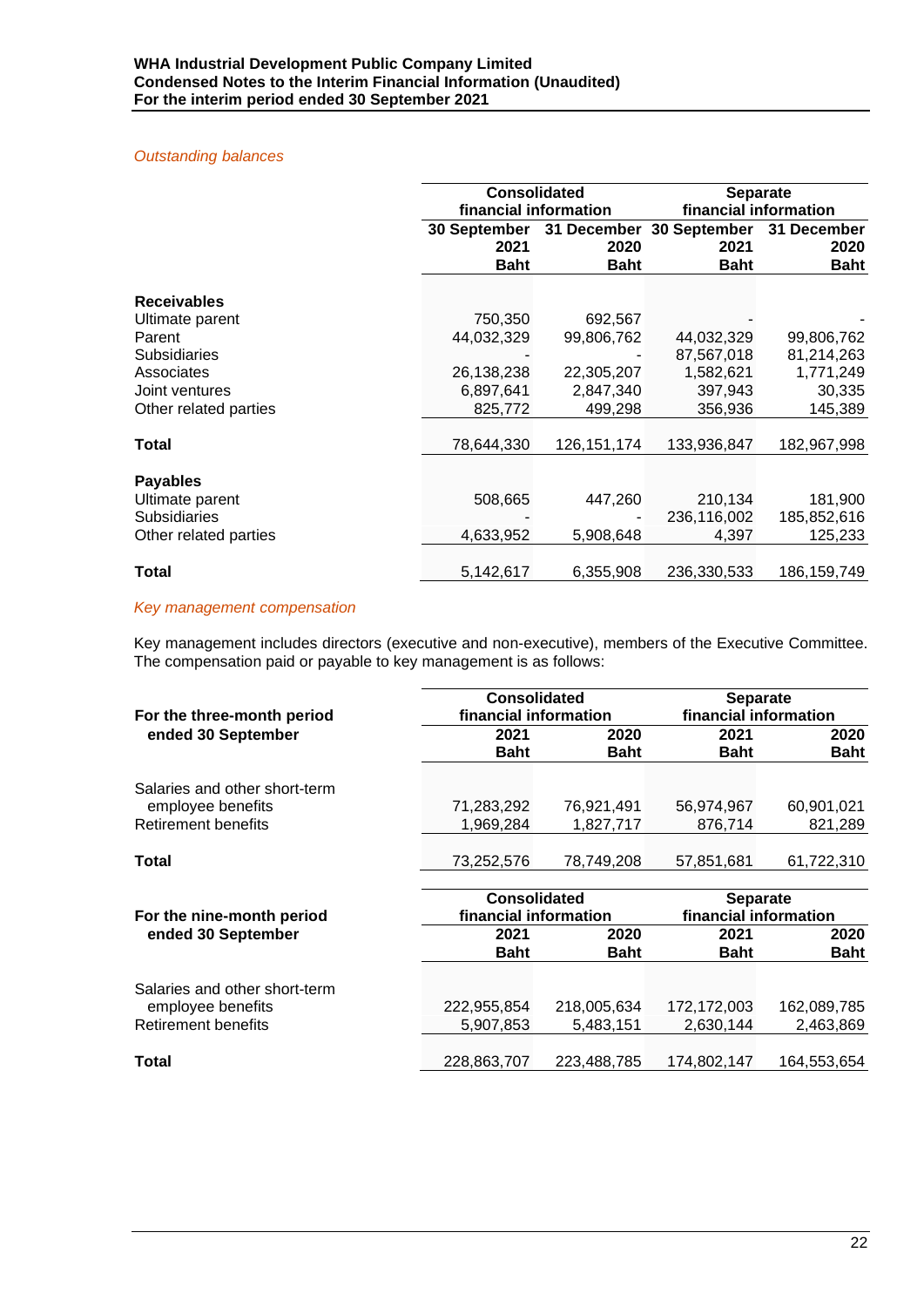*Outstanding balances*

| | Consolidated financial information | | Separate financial information | |
|---|---|---|---|---|
| | 30 September 2021 Baht | 31 December 2020 Baht | 30 September 2021 Baht | 31 December 2020 Baht |
| **Receivables** | | | | |
| Ultimate parent | 750,350 | 692,567 | - | - |
| Parent | 44,032,329 | 99,806,762 | 44,032,329 | 99,806,762 |
| Subsidiaries | - | - | 87,567,018 | 81,214,263 |
| Associates | 26,138,238 | 22,305,207 | 1,582,621 | 1,771,249 |
| Joint ventures | 6,897,641 | 2,847,340 | 397,943 | 30,335 |
| Other related parties | 825,772 | 499,298 | 356,936 | 145,389 |
| **Total** | 78,644,330 | 126,151,174 | 133,936,847 | 182,967,998 |
| **Payables** | | | | |
| Ultimate parent | 508,665 | 447,260 | 210,134 | 181,900 |
| Subsidiaries | - | - | 236,116,002 | 185,852,616 |
| Other related parties | 4,633,952 | 5,908,648 | 4,397 | 125,233 |
| **Total** | 5,142,617 | 6,355,908 | 236,330,533 | 186,159,749 |

*Key management compensation*

Key management includes directors (executive and non-executive), members of the Executive Committee. The compensation paid or payable to key management is as follows:

| **For the three-month period ended 30 September** | Consolidated financial information | | Separate financial information | |
|---|---|---|---|---|
| | 2021 Baht | 2020 Baht | 2021 Baht | 2020 Baht |
| Salaries and other short-term employee benefits | 71,283,292 | 76,921,491 | 56,974,967 | 60,901,021 |
| Retirement benefits | 1,969,284 | 1,827,717 | 876,714 | 821,289 |
| **Total** | 73,252,576 | 78,749,208 | 57,851,681 | 61,722,310 |

| **For the nine-month period ended 30 September** | Consolidated financial information | | Separate financial information | |
|---|---|---|---|---|
| | 2021 Baht | 2020 Baht | 2021 Baht | 2020 Baht |
| Salaries and other short-term employee benefits | 222,955,854 | 218,005,634 | 172,172,003 | 162,089,785 |
| Retirement benefits | 5,907,853 | 5,483,151 | 2,630,144 | 2,463,869 |
| **Total** | 228,863,707 | 223,488,785 | 174,802,147 | 164,553,654 |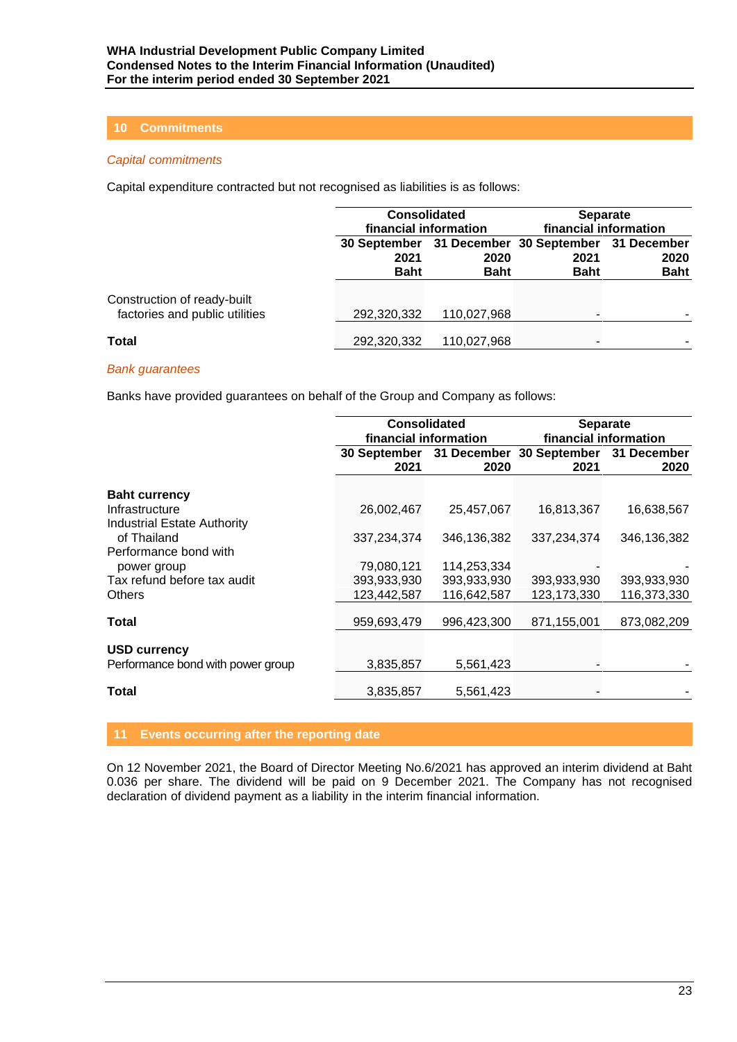## 10 Commitments

*Capital commitments*

Capital expenditure contracted but not recognised as liabilities is as follows:

| | Consolidated financial information | | Separate financial information | |
|---|---|---|---|---|
| | 30 September 2021 Baht | 31 December 2020 Baht | 30 September 2021 Baht | 31 December 2020 Baht |
| Construction of ready-built factories and public utilities | 292,320,332 | 110,027,968 | - | - |
| **Total** | 292,320,332 | 110,027,968 | - | - |

*Bank guarantees*

Banks have provided guarantees on behalf of the Group and Company as follows:

| | Consolidated financial information | | Separate financial information | |
|---|---|---|---|---|
| | 30 September 2021 | 31 December 2020 | 30 September 2021 | 31 December 2020 |
| **Baht currency** | | | | |
| Infrastructure | 26,002,467 | 25,457,067 | 16,813,367 | 16,638,567 |
| Industrial Estate Authority of Thailand | 337,234,374 | 346,136,382 | 337,234,374 | 346,136,382 |
| Performance bond with power group | 79,080,121 | 114,253,334 | - | - |
| Tax refund before tax audit | 393,933,930 | 393,933,930 | 393,933,930 | 393,933,930 |
| Others | 123,442,587 | 116,642,587 | 123,173,330 | 116,373,330 |
| **Total** | 959,693,479 | 996,423,300 | 871,155,001 | 873,082,209 |
| **USD currency** | | | | |
| Performance bond with power group | 3,835,857 | 5,561,423 | - | - |
| **Total** | 3,835,857 | 5,561,423 | - | - |

## 11 Events occurring after the reporting date

On 12 November 2021, the Board of Director Meeting No.6/2021 has approved an interim dividend at Baht 0.036 per share. The dividend will be paid on 9 December 2021. The Company has not recognised declaration of dividend payment as a liability in the interim financial information.